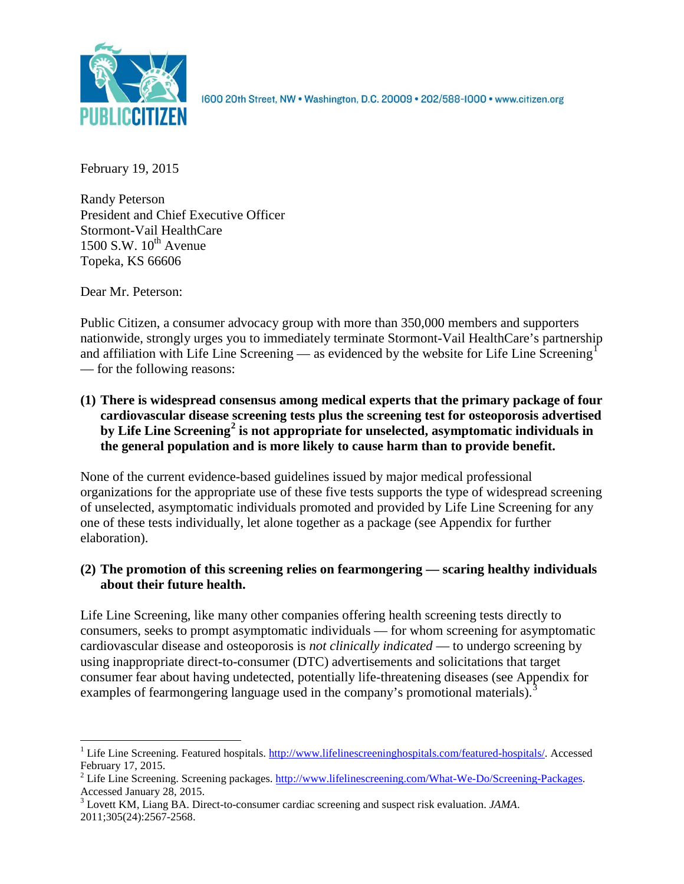PUBLIC CITIZEN

1600 20th Street, NW • Washington, D.C. 20009 • 202/588-1000 • www.citizen.org

February 19, 2015

Randy Peterson
President and Chief Executive Officer
Stormont-Vail HealthCare
1500 S.W. 10th Avenue
Topeka, KS 66606

Dear Mr. Peterson:

Public Citizen, a consumer advocacy group with more than 350,000 members and supporters nationwide, strongly urges you to immediately terminate Stormont-Vail HealthCare's partnership and affiliation with Life Line Screening — as evidenced by the website for Life Line Screening[1] — for the following reasons:

**(1) There is widespread consensus among medical experts that the primary package of four cardiovascular disease screening tests plus the screening test for osteoporosis advertised by Life Line Screening[2] is not appropriate for unselected, asymptomatic individuals in the general population and is more likely to cause harm than to provide benefit.**

None of the current evidence-based guidelines issued by major medical professional organizations for the appropriate use of these five tests supports the type of widespread screening of unselected, asymptomatic individuals promoted and provided by Life Line Screening for any one of these tests individually, let alone together as a package (see Appendix for further elaboration).

**(2) The promotion of this screening relies on fearmongering — scaring healthy individuals about their future health.**

Life Line Screening, like many other companies offering health screening tests directly to consumers, seeks to prompt asymptomatic individuals — for whom screening for asymptomatic cardiovascular disease and osteoporosis is *not clinically indicated* — to undergo screening by using inappropriate direct-to-consumer (DTC) advertisements and solicitations that target consumer fear about having undetected, potentially life-threatening diseases (see Appendix for examples of fearmongering language used in the company's promotional materials).[3]

---

[1] Life Line Screening. Featured hospitals. http://www.lifelinescreeninghospitals.com/featured-hospitals/. Accessed February 17, 2015.

[2] Life Line Screening. Screening packages. http://www.lifelinescreening.com/What-We-Do/Screening-Packages. Accessed January 28, 2015.

[3] Lovett KM, Liang BA. Direct-to-consumer cardiac screening and suspect risk evaluation. *JAMA*. 2011;305(24):2567-2568.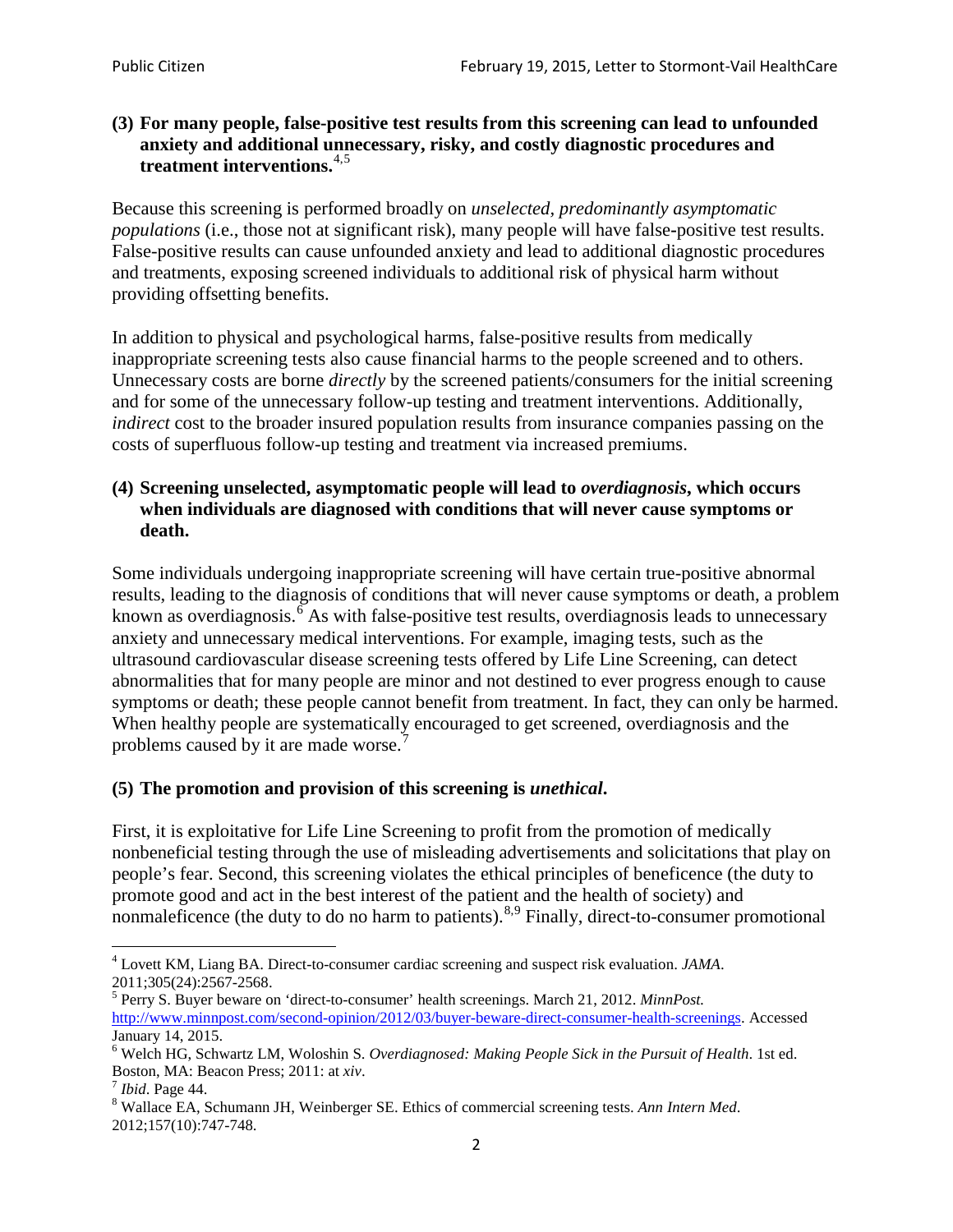**(3) For many people, false-positive test results from this screening can lead to unfounded anxiety and additional unnecessary, risky, and costly diagnostic procedures and treatment interventions.**[4,5]

Because this screening is performed broadly on *unselected, predominantly asymptomatic populations* (i.e., those not at significant risk), many people will have false-positive test results. False-positive results can cause unfounded anxiety and lead to additional diagnostic procedures and treatments, exposing screened individuals to additional risk of physical harm without providing offsetting benefits.

In addition to physical and psychological harms, false-positive results from medically inappropriate screening tests also cause financial harms to the people screened and to others. Unnecessary costs are borne *directly* by the screened patients/consumers for the initial screening and for some of the unnecessary follow-up testing and treatment interventions. Additionally, *indirect* cost to the broader insured population results from insurance companies passing on the costs of superfluous follow-up testing and treatment via increased premiums.

**(4) Screening unselected, asymptomatic people will lead to *overdiagnosis*, which occurs when individuals are diagnosed with conditions that will never cause symptoms or death.**

Some individuals undergoing inappropriate screening will have certain true-positive abnormal results, leading to the diagnosis of conditions that will never cause symptoms or death, a problem known as overdiagnosis.[6] As with false-positive test results, overdiagnosis leads to unnecessary anxiety and unnecessary medical interventions. For example, imaging tests, such as the ultrasound cardiovascular disease screening tests offered by Life Line Screening, can detect abnormalities that for many people are minor and not destined to ever progress enough to cause symptoms or death; these people cannot benefit from treatment. In fact, they can only be harmed. When healthy people are systematically encouraged to get screened, overdiagnosis and the problems caused by it are made worse.[7]

**(5) The promotion and provision of this screening is *unethical*.**

First, it is exploitative for Life Line Screening to profit from the promotion of medically nonbeneficial testing through the use of misleading advertisements and solicitations that play on people's fear. Second, this screening violates the ethical principles of beneficence (the duty to promote good and act in the best interest of the patient and the health of society) and nonmaleficence (the duty to do no harm to patients).[8,9] Finally, direct-to-consumer promotional

---

[4] Lovett KM, Liang BA. Direct-to-consumer cardiac screening and suspect risk evaluation. *JAMA*. 2011;305(24):2567-2568.

[5] Perry S. Buyer beware on 'direct-to-consumer' health screenings. March 21, 2012. *MinnPost.* http://www.minnpost.com/second-opinion/2012/03/buyer-beware-direct-consumer-health-screenings. Accessed January 14, 2015.

[6] Welch HG, Schwartz LM, Woloshin S. *Overdiagnosed: Making People Sick in the Pursuit of Health*. 1st ed. Boston, MA: Beacon Press; 2011: at *xiv*.

[7] *Ibid*. Page 44.

[8] Wallace EA, Schumann JH, Weinberger SE. Ethics of commercial screening tests. *Ann Intern Med*. 2012;157(10):747-748.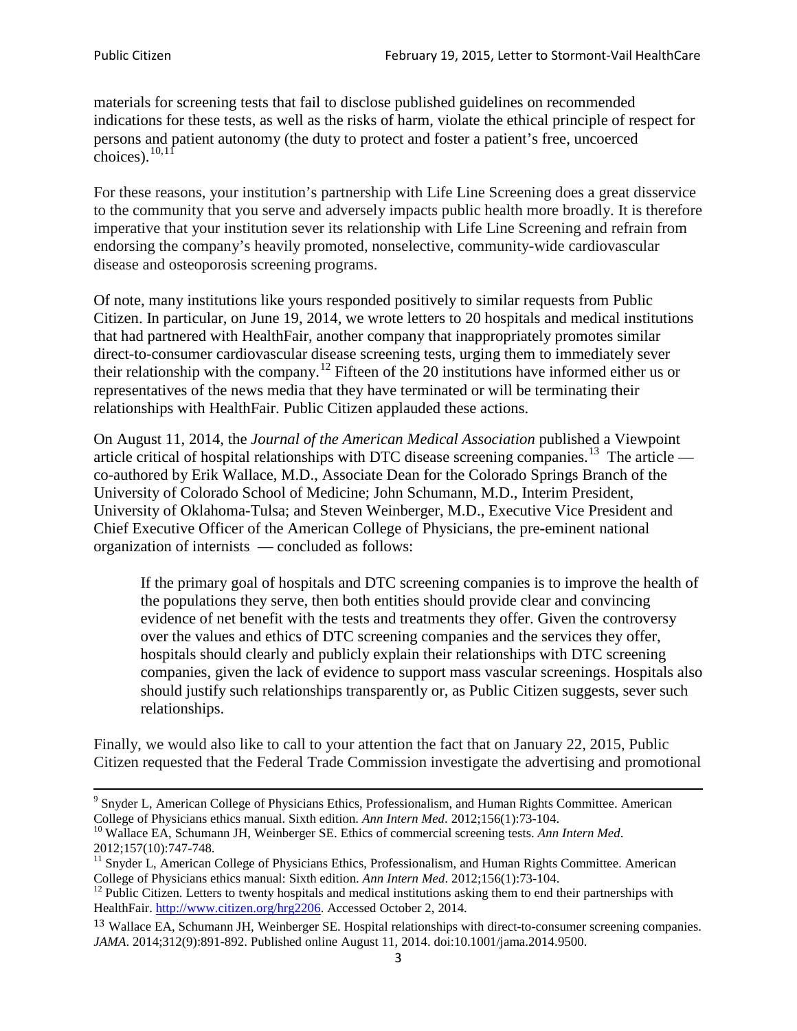materials for screening tests that fail to disclose published guidelines on recommended indications for these tests, as well as the risks of harm, violate the ethical principle of respect for persons and patient autonomy (the duty to protect and foster a patient's free, uncoerced choices).[10,11]

For these reasons, your institution's partnership with Life Line Screening does a great disservice to the community that you serve and adversely impacts public health more broadly. It is therefore imperative that your institution sever its relationship with Life Line Screening and refrain from endorsing the company's heavily promoted, nonselective, community-wide cardiovascular disease and osteoporosis screening programs.

Of note, many institutions like yours responded positively to similar requests from Public Citizen. In particular, on June 19, 2014, we wrote letters to 20 hospitals and medical institutions that had partnered with HealthFair, another company that inappropriately promotes similar direct-to-consumer cardiovascular disease screening tests, urging them to immediately sever their relationship with the company.[12] Fifteen of the 20 institutions have informed either us or representatives of the news media that they have terminated or will be terminating their relationships with HealthFair. Public Citizen applauded these actions.

On August 11, 2014, the *Journal of the American Medical Association* published a Viewpoint article critical of hospital relationships with DTC disease screening companies.[13] The article — co-authored by Erik Wallace, M.D., Associate Dean for the Colorado Springs Branch of the University of Colorado School of Medicine; John Schumann, M.D., Interim President, University of Oklahoma-Tulsa; and Steven Weinberger, M.D., Executive Vice President and Chief Executive Officer of the American College of Physicians, the pre-eminent national organization of internists — concluded as follows:

> If the primary goal of hospitals and DTC screening companies is to improve the health of the populations they serve, then both entities should provide clear and convincing evidence of net benefit with the tests and treatments they offer. Given the controversy over the values and ethics of DTC screening companies and the services they offer, hospitals should clearly and publicly explain their relationships with DTC screening companies, given the lack of evidence to support mass vascular screenings. Hospitals also should justify such relationships transparently or, as Public Citizen suggests, sever such relationships.

Finally, we would also like to call to your attention the fact that on January 22, 2015, Public Citizen requested that the Federal Trade Commission investigate the advertising and promotional

---

[9] Snyder L, American College of Physicians Ethics, Professionalism, and Human Rights Committee. American College of Physicians ethics manual. Sixth edition. *Ann Intern Med*. 2012;156(1):73-104.

[10] Wallace EA, Schumann JH, Weinberger SE. Ethics of commercial screening tests. *Ann Intern Med*. 2012;157(10):747-748.

[11] Snyder L, American College of Physicians Ethics, Professionalism, and Human Rights Committee. American College of Physicians ethics manual: Sixth edition. *Ann Intern Med*. 2012;156(1):73-104.

[12] Public Citizen. Letters to twenty hospitals and medical institutions asking them to end their partnerships with HealthFair. http://www.citizen.org/hrg2206. Accessed October 2, 2014.

[13] Wallace EA, Schumann JH, Weinberger SE. Hospital relationships with direct-to-consumer screening companies. *JAMA*. 2014;312(9):891-892. Published online August 11, 2014. doi:10.1001/jama.2014.9500.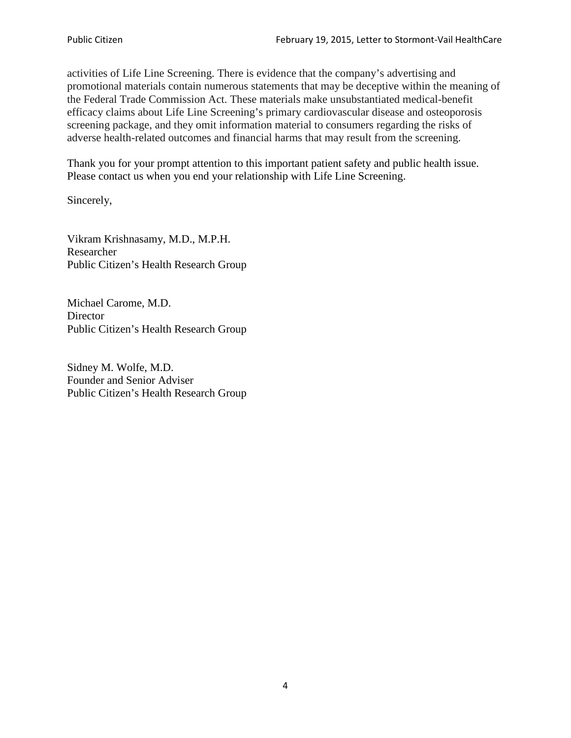activities of Life Line Screening. There is evidence that the company's advertising and promotional materials contain numerous statements that may be deceptive within the meaning of the Federal Trade Commission Act. These materials make unsubstantiated medical-benefit efficacy claims about Life Line Screening's primary cardiovascular disease and osteoporosis screening package, and they omit information material to consumers regarding the risks of adverse health-related outcomes and financial harms that may result from the screening.

Thank you for your prompt attention to this important patient safety and public health issue. Please contact us when you end your relationship with Life Line Screening.

Sincerely,

Vikram Krishnasamy, M.D., M.P.H.
Researcher
Public Citizen's Health Research Group

Michael Carome, M.D.
Director
Public Citizen's Health Research Group

Sidney M. Wolfe, M.D.
Founder and Senior Adviser
Public Citizen's Health Research Group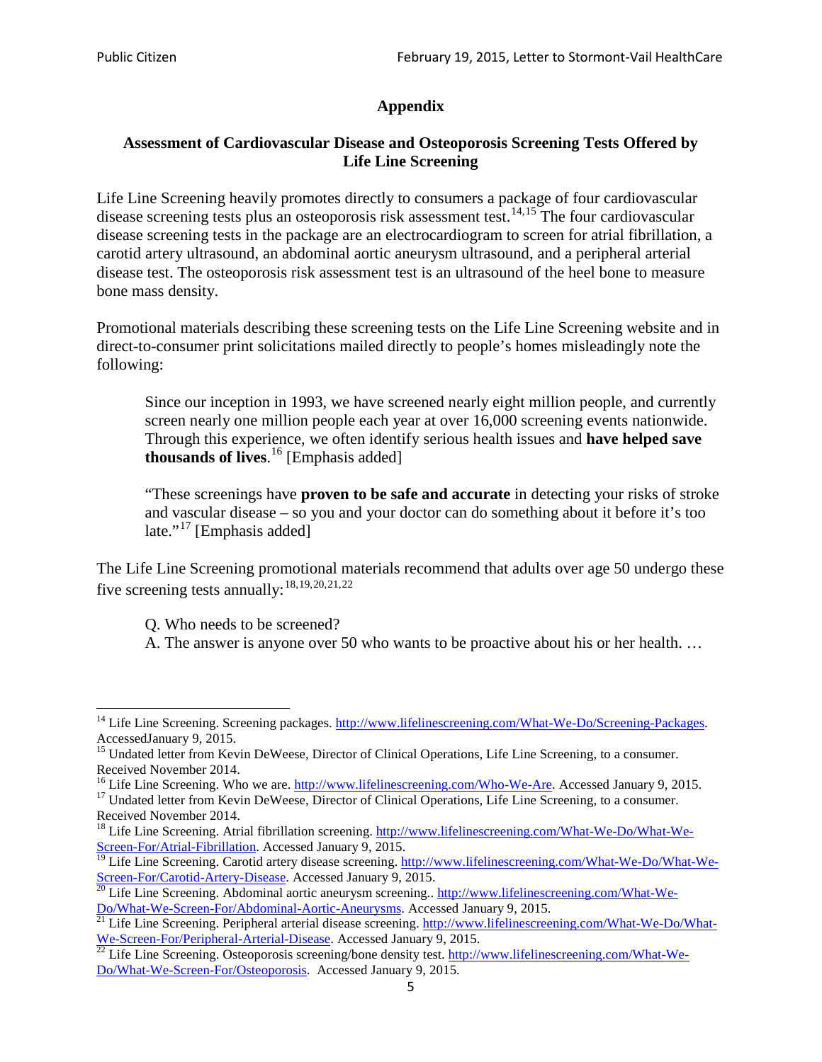# Appendix

## Assessment of Cardiovascular Disease and Osteoporosis Screening Tests Offered by Life Line Screening

Life Line Screening heavily promotes directly to consumers a package of four cardiovascular disease screening tests plus an osteoporosis risk assessment test.[14,15] The four cardiovascular disease screening tests in the package are an electrocardiogram to screen for atrial fibrillation, a carotid artery ultrasound, an abdominal aortic aneurysm ultrasound, and a peripheral arterial disease test. The osteoporosis risk assessment test is an ultrasound of the heel bone to measure bone mass density.

Promotional materials describing these screening tests on the Life Line Screening website and in direct-to-consumer print solicitations mailed directly to people's homes misleadingly note the following:

> Since our inception in 1993, we have screened nearly eight million people, and currently screen nearly one million people each year at over 16,000 screening events nationwide. Through this experience, we often identify serious health issues and **have helped save thousands of lives**.[16] [Emphasis added]
>
> "These screenings have **proven to be safe and accurate** in detecting your risks of stroke and vascular disease – so you and your doctor can do something about it before it's too late."[17] [Emphasis added]

The Life Line Screening promotional materials recommend that adults over age 50 undergo these five screening tests annually:[18,19,20,21,22]

> Q. Who needs to be screened?
> A. The answer is anyone over 50 who wants to be proactive about his or her health. …

---

[14] Life Line Screening. Screening packages. http://www.lifelinescreening.com/What-We-Do/Screening-Packages. AccessedJanuary 9, 2015.

[15] Undated letter from Kevin DeWeese, Director of Clinical Operations, Life Line Screening, to a consumer. Received November 2014.

[16] Life Line Screening. Who we are. http://www.lifelinescreening.com/Who-We-Are. Accessed January 9, 2015.

[17] Undated letter from Kevin DeWeese, Director of Clinical Operations, Life Line Screening, to a consumer. Received November 2014.

[18] Life Line Screening. Atrial fibrillation screening. http://www.lifelinescreening.com/What-We-Do/What-We-Screen-For/Atrial-Fibrillation. Accessed January 9, 2015.

[19] Life Line Screening. Carotid artery disease screening. http://www.lifelinescreening.com/What-We-Do/What-We-Screen-For/Carotid-Artery-Disease. Accessed January 9, 2015.

[20] Life Line Screening. Abdominal aortic aneurysm screening.. http://www.lifelinescreening.com/What-We-Do/What-We-Screen-For/Abdominal-Aortic-Aneurysms. Accessed January 9, 2015.

[21] Life Line Screening. Peripheral arterial disease screening. http://www.lifelinescreening.com/What-We-Do/What-We-Screen-For/Peripheral-Arterial-Disease. Accessed January 9, 2015.

[22] Life Line Screening. Osteoporosis screening/bone density test. http://www.lifelinescreening.com/What-We-Do/What-We-Screen-For/Osteoporosis. Accessed January 9, 2015.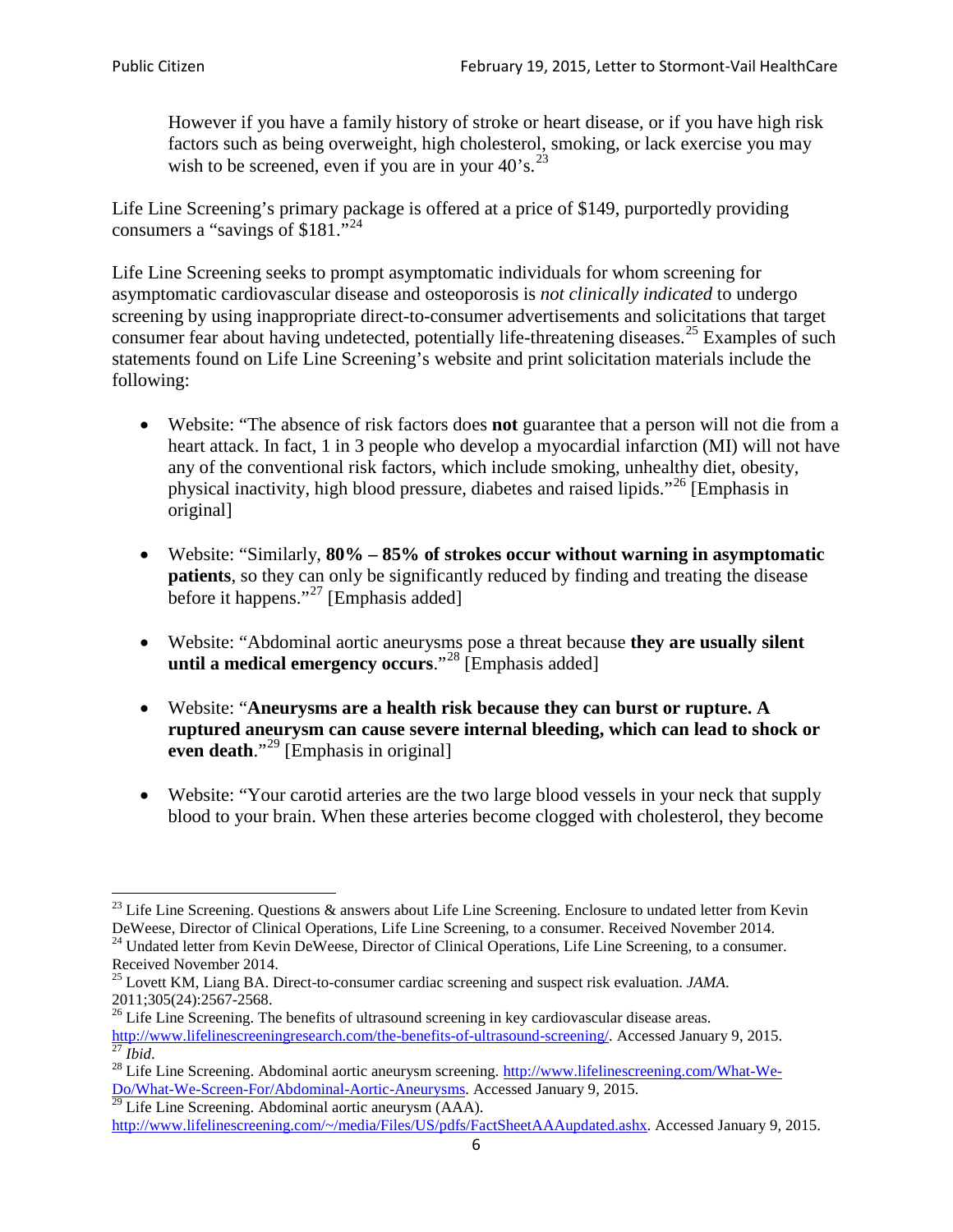> However if you have a family history of stroke or heart disease, or if you have high risk factors such as being overweight, high cholesterol, smoking, or lack exercise you may wish to be screened, even if you are in your 40's.[23]

Life Line Screening's primary package is offered at a price of $149, purportedly providing consumers a "savings of $181."[24]

Life Line Screening seeks to prompt asymptomatic individuals for whom screening for asymptomatic cardiovascular disease and osteoporosis is *not clinically indicated* to undergo screening by using inappropriate direct-to-consumer advertisements and solicitations that target consumer fear about having undetected, potentially life-threatening diseases.[25] Examples of such statements found on Life Line Screening's website and print solicitation materials include the following:

- Website: "The absence of risk factors does **not** guarantee that a person will not die from a heart attack. In fact, 1 in 3 people who develop a myocardial infarction (MI) will not have any of the conventional risk factors, which include smoking, unhealthy diet, obesity, physical inactivity, high blood pressure, diabetes and raised lipids."[26] [Emphasis in original]

- Website: "Similarly, **80% – 85% of strokes occur without warning in asymptomatic patients**, so they can only be significantly reduced by finding and treating the disease before it happens."[27] [Emphasis added]

- Website: "Abdominal aortic aneurysms pose a threat because **they are usually silent until a medical emergency occurs**."[28] [Emphasis added]

- Website: "**Aneurysms are a health risk because they can burst or rupture. A ruptured aneurysm can cause severe internal bleeding, which can lead to shock or even death**."[29] [Emphasis in original]

- Website: "Your carotid arteries are the two large blood vessels in your neck that supply blood to your brain. When these arteries become clogged with cholesterol, they become

---

[23] Life Line Screening. Questions & answers about Life Line Screening. Enclosure to undated letter from Kevin DeWeese, Director of Clinical Operations, Life Line Screening, to a consumer. Received November 2014.

[24] Undated letter from Kevin DeWeese, Director of Clinical Operations, Life Line Screening, to a consumer. Received November 2014.

[25] Lovett KM, Liang BA. Direct-to-consumer cardiac screening and suspect risk evaluation. *JAMA*. 2011;305(24):2567-2568.

[26] Life Line Screening. The benefits of ultrasound screening in key cardiovascular disease areas. http://www.lifelinescreeningresearch.com/the-benefits-of-ultrasound-screening/. Accessed January 9, 2015.

[27] *Ibid*.

[28] Life Line Screening. Abdominal aortic aneurysm screening. http://www.lifelinescreening.com/What-We-Do/What-We-Screen-For/Abdominal-Aortic-Aneurysms. Accessed January 9, 2015.

[29] Life Line Screening. Abdominal aortic aneurysm (AAA). http://www.lifelinescreening.com/~/media/Files/US/pdfs/FactSheetAAAupdated.ashx. Accessed January 9, 2015.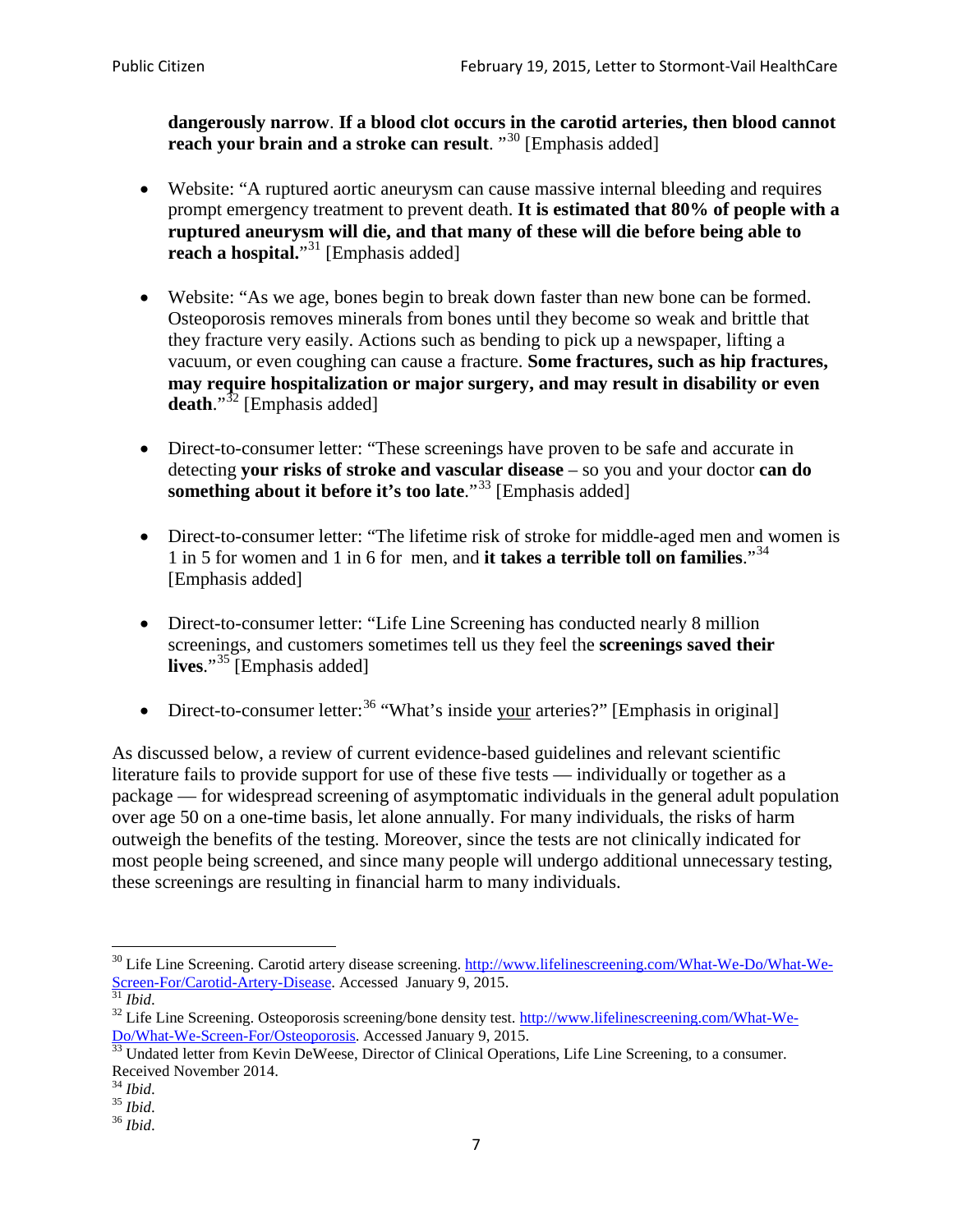**dangerously narrow**. **If a blood clot occurs in the carotid arteries, then blood cannot reach your brain and a stroke can result**. "[30] [Emphasis added]

- Website: "A ruptured aortic aneurysm can cause massive internal bleeding and requires prompt emergency treatment to prevent death. **It is estimated that 80% of people with a ruptured aneurysm will die, and that many of these will die before being able to reach a hospital.**"[31] [Emphasis added]

- Website: "As we age, bones begin to break down faster than new bone can be formed. Osteoporosis removes minerals from bones until they become so weak and brittle that they fracture very easily. Actions such as bending to pick up a newspaper, lifting a vacuum, or even coughing can cause a fracture. **Some fractures, such as hip fractures, may require hospitalization or major surgery, and may result in disability or even death**."[32] [Emphasis added]

- Direct-to-consumer letter: "These screenings have proven to be safe and accurate in detecting **your risks of stroke and vascular disease** – so you and your doctor **can do something about it before it's too late**."[33] [Emphasis added]

- Direct-to-consumer letter: "The lifetime risk of stroke for middle-aged men and women is 1 in 5 for women and 1 in 6 for men, and **it takes a terrible toll on families**."[34] [Emphasis added]

- Direct-to-consumer letter: "Life Line Screening has conducted nearly 8 million screenings, and customers sometimes tell us they feel the **screenings saved their lives**."[35] [Emphasis added]

- Direct-to-consumer letter:[36] "What's inside <u>your</u> arteries?" [Emphasis in original]

As discussed below, a review of current evidence-based guidelines and relevant scientific literature fails to provide support for use of these five tests — individually or together as a package — for widespread screening of asymptomatic individuals in the general adult population over age 50 on a one-time basis, let alone annually. For many individuals, the risks of harm outweigh the benefits of the testing. Moreover, since the tests are not clinically indicated for most people being screened, and since many people will undergo additional unnecessary testing, these screenings are resulting in financial harm to many individuals.

---

[30] Life Line Screening. Carotid artery disease screening. http://www.lifelinescreening.com/What-We-Do/What-We-Screen-For/Carotid-Artery-Disease. Accessed January 9, 2015.
[31] *Ibid*.
[32] Life Line Screening. Osteoporosis screening/bone density test. http://www.lifelinescreening.com/What-We-Do/What-We-Screen-For/Osteoporosis. Accessed January 9, 2015.
[33] Undated letter from Kevin DeWeese, Director of Clinical Operations, Life Line Screening, to a consumer. Received November 2014.
[34] *Ibid*.
[35] *Ibid*.
[36] *Ibid*.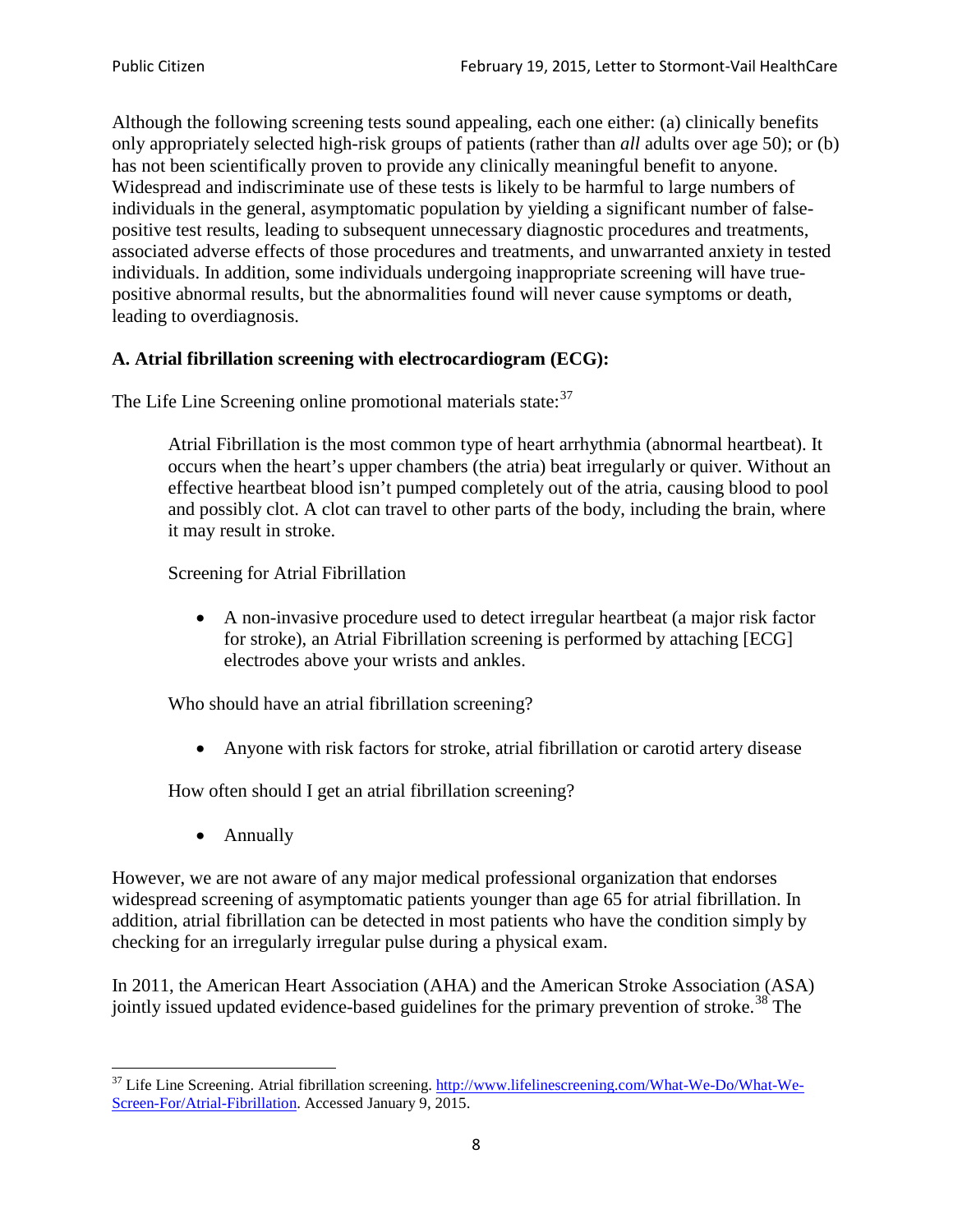Although the following screening tests sound appealing, each one either: (a) clinically benefits only appropriately selected high-risk groups of patients (rather than *all* adults over age 50); or (b) has not been scientifically proven to provide any clinically meaningful benefit to anyone. Widespread and indiscriminate use of these tests is likely to be harmful to large numbers of individuals in the general, asymptomatic population by yielding a significant number of false-positive test results, leading to subsequent unnecessary diagnostic procedures and treatments, associated adverse effects of those procedures and treatments, and unwarranted anxiety in tested individuals. In addition, some individuals undergoing inappropriate screening will have true-positive abnormal results, but the abnormalities found will never cause symptoms or death, leading to overdiagnosis.

### A. Atrial fibrillation screening with electrocardiogram (ECG):

The Life Line Screening online promotional materials state:[37]

> Atrial Fibrillation is the most common type of heart arrhythmia (abnormal heartbeat). It occurs when the heart's upper chambers (the atria) beat irregularly or quiver. Without an effective heartbeat blood isn't pumped completely out of the atria, causing blood to pool and possibly clot. A clot can travel to other parts of the body, including the brain, where it may result in stroke.
>
> Screening for Atrial Fibrillation
>
> - A non-invasive procedure used to detect irregular heartbeat (a major risk factor for stroke), an Atrial Fibrillation screening is performed by attaching [ECG] electrodes above your wrists and ankles.
>
> Who should have an atrial fibrillation screening?
>
> - Anyone with risk factors for stroke, atrial fibrillation or carotid artery disease
>
> How often should I get an atrial fibrillation screening?
>
> - Annually

However, we are not aware of any major medical professional organization that endorses widespread screening of asymptomatic patients younger than age 65 for atrial fibrillation. In addition, atrial fibrillation can be detected in most patients who have the condition simply by checking for an irregularly irregular pulse during a physical exam.

In 2011, the American Heart Association (AHA) and the American Stroke Association (ASA) jointly issued updated evidence-based guidelines for the primary prevention of stroke.[38] The

---

[37] Life Line Screening. Atrial fibrillation screening. http://www.lifelinescreening.com/What-We-Do/What-We-Screen-For/Atrial-Fibrillation. Accessed January 9, 2015.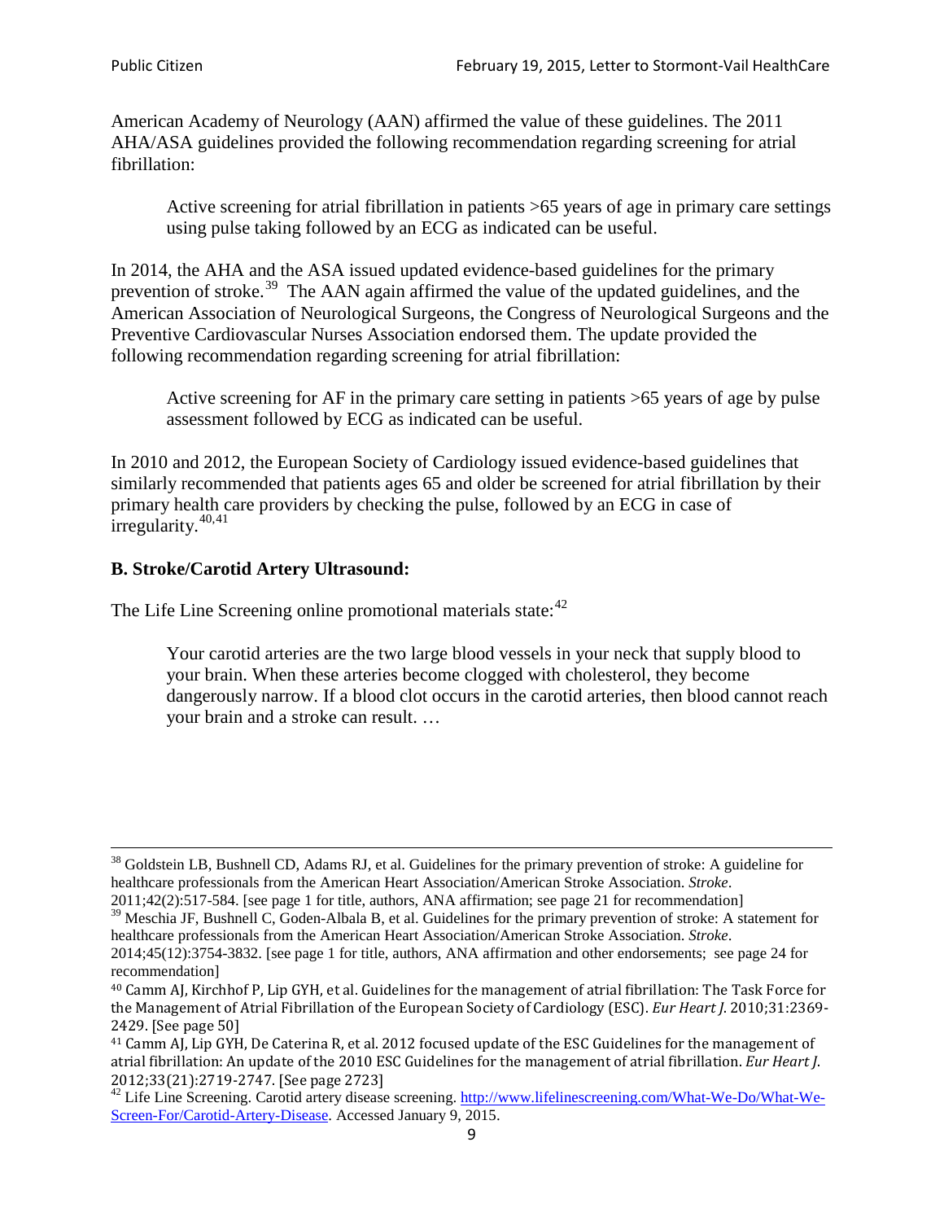American Academy of Neurology (AAN) affirmed the value of these guidelines. The 2011 AHA/ASA guidelines provided the following recommendation regarding screening for atrial fibrillation:

> Active screening for atrial fibrillation in patients >65 years of age in primary care settings using pulse taking followed by an ECG as indicated can be useful.

In 2014, the AHA and the ASA issued updated evidence-based guidelines for the primary prevention of stroke.[39] The AAN again affirmed the value of the updated guidelines, and the American Association of Neurological Surgeons, the Congress of Neurological Surgeons and the Preventive Cardiovascular Nurses Association endorsed them. The update provided the following recommendation regarding screening for atrial fibrillation:

> Active screening for AF in the primary care setting in patients >65 years of age by pulse assessment followed by ECG as indicated can be useful.

In 2010 and 2012, the European Society of Cardiology issued evidence-based guidelines that similarly recommended that patients ages 65 and older be screened for atrial fibrillation by their primary health care providers by checking the pulse, followed by an ECG in case of irregularity.[40,41]

**B. Stroke/Carotid Artery Ultrasound:**

The Life Line Screening online promotional materials state:[42]

> Your carotid arteries are the two large blood vessels in your neck that supply blood to your brain. When these arteries become clogged with cholesterol, they become dangerously narrow. If a blood clot occurs in the carotid arteries, then blood cannot reach your brain and a stroke can result. …

---

[38] Goldstein LB, Bushnell CD, Adams RJ, et al. Guidelines for the primary prevention of stroke: A guideline for healthcare professionals from the American Heart Association/American Stroke Association. *Stroke*. 2011;42(2):517-584. [see page 1 for title, authors, ANA affirmation; see page 21 for recommendation]

[39] Meschia JF, Bushnell C, Goden-Albala B, et al. Guidelines for the primary prevention of stroke: A statement for healthcare professionals from the American Heart Association/American Stroke Association. *Stroke*. 2014;45(12):3754-3832. [see page 1 for title, authors, ANA affirmation and other endorsements; see page 24 for recommendation]

[40] Camm AJ, Kirchhof P, Lip GYH, et al. Guidelines for the management of atrial fibrillation: The Task Force for the Management of Atrial Fibrillation of the European Society of Cardiology (ESC). *Eur Heart J*. 2010;31:2369-2429. [See page 50]

[41] Camm AJ, Lip GYH, De Caterina R, et al. 2012 focused update of the ESC Guidelines for the management of atrial fibrillation: An update of the 2010 ESC Guidelines for the management of atrial fibrillation. *Eur Heart J*. 2012;33(21):2719-2747. [See page 2723]

[42] Life Line Screening. Carotid artery disease screening. http://www.lifelinescreening.com/What-We-Do/What-We-Screen-For/Carotid-Artery-Disease. Accessed January 9, 2015.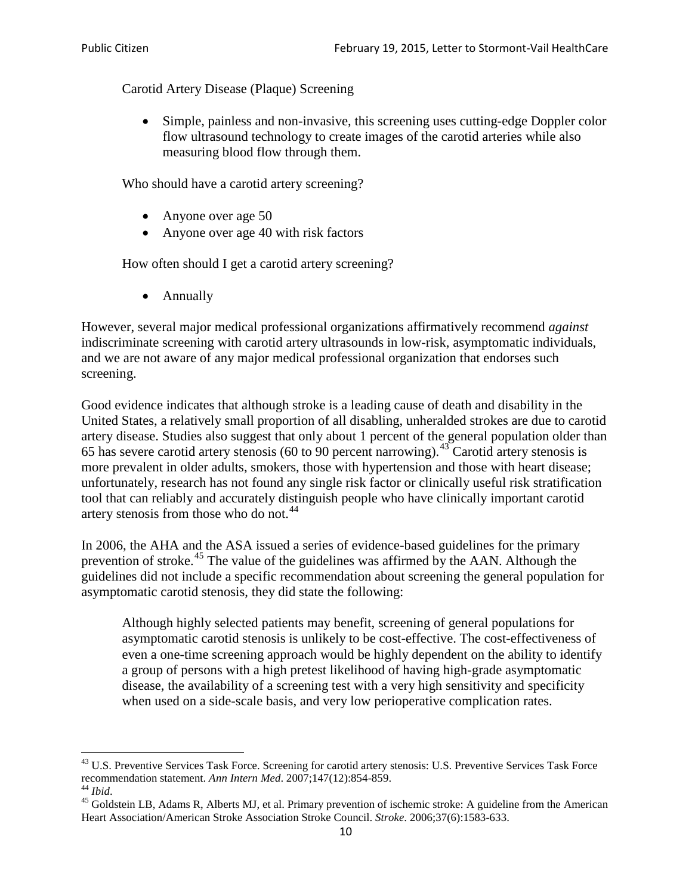Carotid Artery Disease (Plaque) Screening

- Simple, painless and non-invasive, this screening uses cutting-edge Doppler color flow ultrasound technology to create images of the carotid arteries while also measuring blood flow through them.

Who should have a carotid artery screening?

- Anyone over age 50
- Anyone over age 40 with risk factors

How often should I get a carotid artery screening?

- Annually

However, several major medical professional organizations affirmatively recommend *against* indiscriminate screening with carotid artery ultrasounds in low-risk, asymptomatic individuals, and we are not aware of any major medical professional organization that endorses such screening.

Good evidence indicates that although stroke is a leading cause of death and disability in the United States, a relatively small proportion of all disabling, unheralded strokes are due to carotid artery disease. Studies also suggest that only about 1 percent of the general population older than 65 has severe carotid artery stenosis (60 to 90 percent narrowing).[43] Carotid artery stenosis is more prevalent in older adults, smokers, those with hypertension and those with heart disease; unfortunately, research has not found any single risk factor or clinically useful risk stratification tool that can reliably and accurately distinguish people who have clinically important carotid artery stenosis from those who do not.[44]

In 2006, the AHA and the ASA issued a series of evidence-based guidelines for the primary prevention of stroke.[45] The value of the guidelines was affirmed by the AAN. Although the guidelines did not include a specific recommendation about screening the general population for asymptomatic carotid stenosis, they did state the following:

> Although highly selected patients may benefit, screening of general populations for asymptomatic carotid stenosis is unlikely to be cost-effective. The cost-effectiveness of even a one-time screening approach would be highly dependent on the ability to identify a group of persons with a high pretest likelihood of having high-grade asymptomatic disease, the availability of a screening test with a very high sensitivity and specificity when used on a side-scale basis, and very low perioperative complication rates.

---

[43] U.S. Preventive Services Task Force. Screening for carotid artery stenosis: U.S. Preventive Services Task Force recommendation statement. *Ann Intern Med*. 2007;147(12):854-859.

[44] *Ibid*.

[45] Goldstein LB, Adams R, Alberts MJ, et al. Primary prevention of ischemic stroke: A guideline from the American Heart Association/American Stroke Association Stroke Council. *Stroke*. 2006;37(6):1583-633.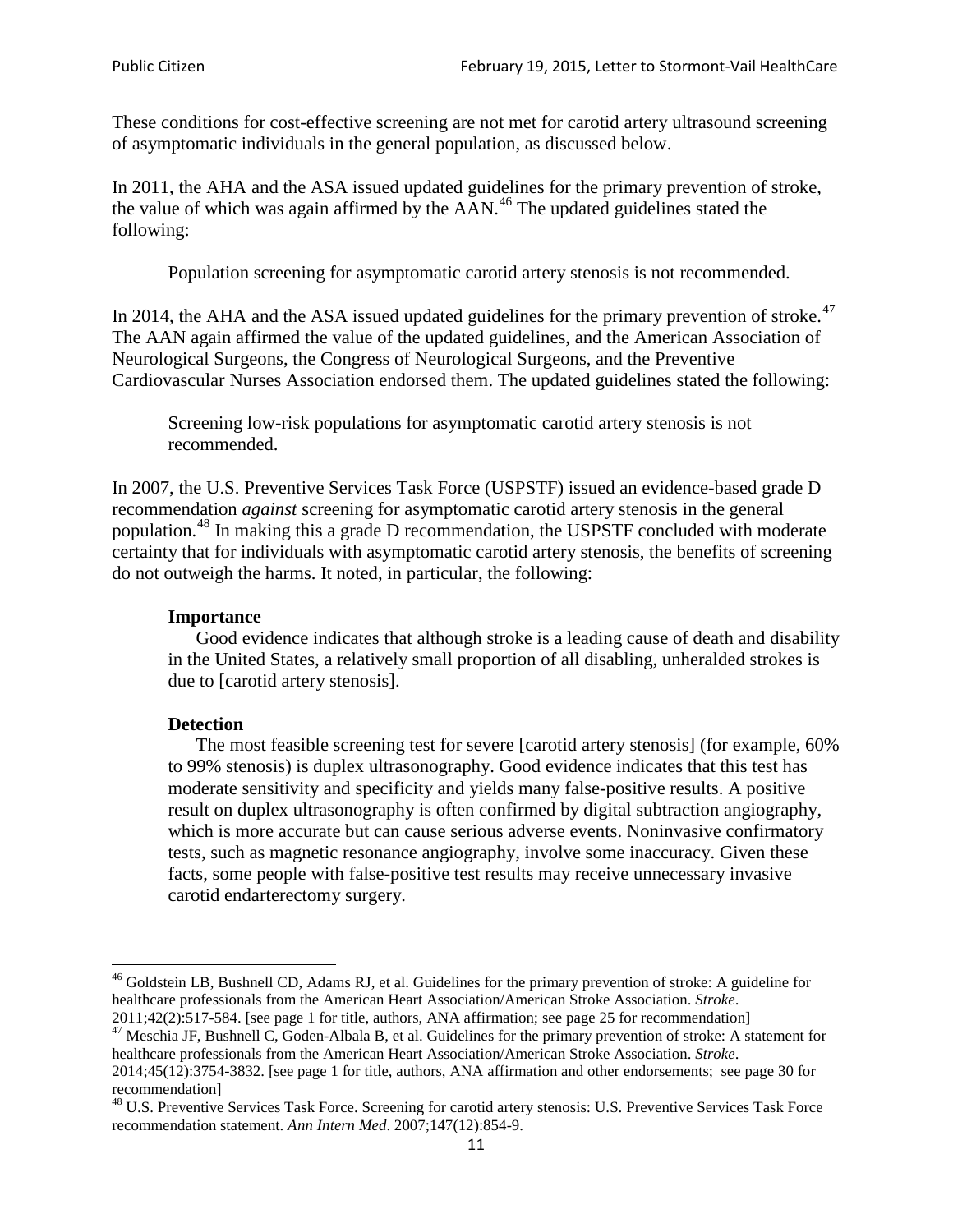These conditions for cost-effective screening are not met for carotid artery ultrasound screening of asymptomatic individuals in the general population, as discussed below.

In 2011, the AHA and the ASA issued updated guidelines for the primary prevention of stroke, the value of which was again affirmed by the AAN.[46] The updated guidelines stated the following:

> Population screening for asymptomatic carotid artery stenosis is not recommended.

In 2014, the AHA and the ASA issued updated guidelines for the primary prevention of stroke.[47] The AAN again affirmed the value of the updated guidelines, and the American Association of Neurological Surgeons, the Congress of Neurological Surgeons, and the Preventive Cardiovascular Nurses Association endorsed them. The updated guidelines stated the following:

> Screening low-risk populations for asymptomatic carotid artery stenosis is not recommended.

In 2007, the U.S. Preventive Services Task Force (USPSTF) issued an evidence-based grade D recommendation *against* screening for asymptomatic carotid artery stenosis in the general population.[48] In making this a grade D recommendation, the USPSTF concluded with moderate certainty that for individuals with asymptomatic carotid artery stenosis, the benefits of screening do not outweigh the harms. It noted, in particular, the following:

> **Importance**
>
> Good evidence indicates that although stroke is a leading cause of death and disability in the United States, a relatively small proportion of all disabling, unheralded strokes is due to [carotid artery stenosis].
>
> **Detection**
>
> The most feasible screening test for severe [carotid artery stenosis] (for example, 60% to 99% stenosis) is duplex ultrasonography. Good evidence indicates that this test has moderate sensitivity and specificity and yields many false-positive results. A positive result on duplex ultrasonography is often confirmed by digital subtraction angiography, which is more accurate but can cause serious adverse events. Noninvasive confirmatory tests, such as magnetic resonance angiography, involve some inaccuracy. Given these facts, some people with false-positive test results may receive unnecessary invasive carotid endarterectomy surgery.

---

[46] Goldstein LB, Bushnell CD, Adams RJ, et al. Guidelines for the primary prevention of stroke: A guideline for healthcare professionals from the American Heart Association/American Stroke Association. *Stroke*. 2011;42(2):517-584. [see page 1 for title, authors, ANA affirmation; see page 25 for recommendation]

[47] Meschia JF, Bushnell C, Goden-Albala B, et al. Guidelines for the primary prevention of stroke: A statement for healthcare professionals from the American Heart Association/American Stroke Association. *Stroke*. 2014;45(12):3754-3832. [see page 1 for title, authors, ANA affirmation and other endorsements; see page 30 for recommendation]

[48] U.S. Preventive Services Task Force. Screening for carotid artery stenosis: U.S. Preventive Services Task Force recommendation statement. *Ann Intern Med*. 2007;147(12):854-9.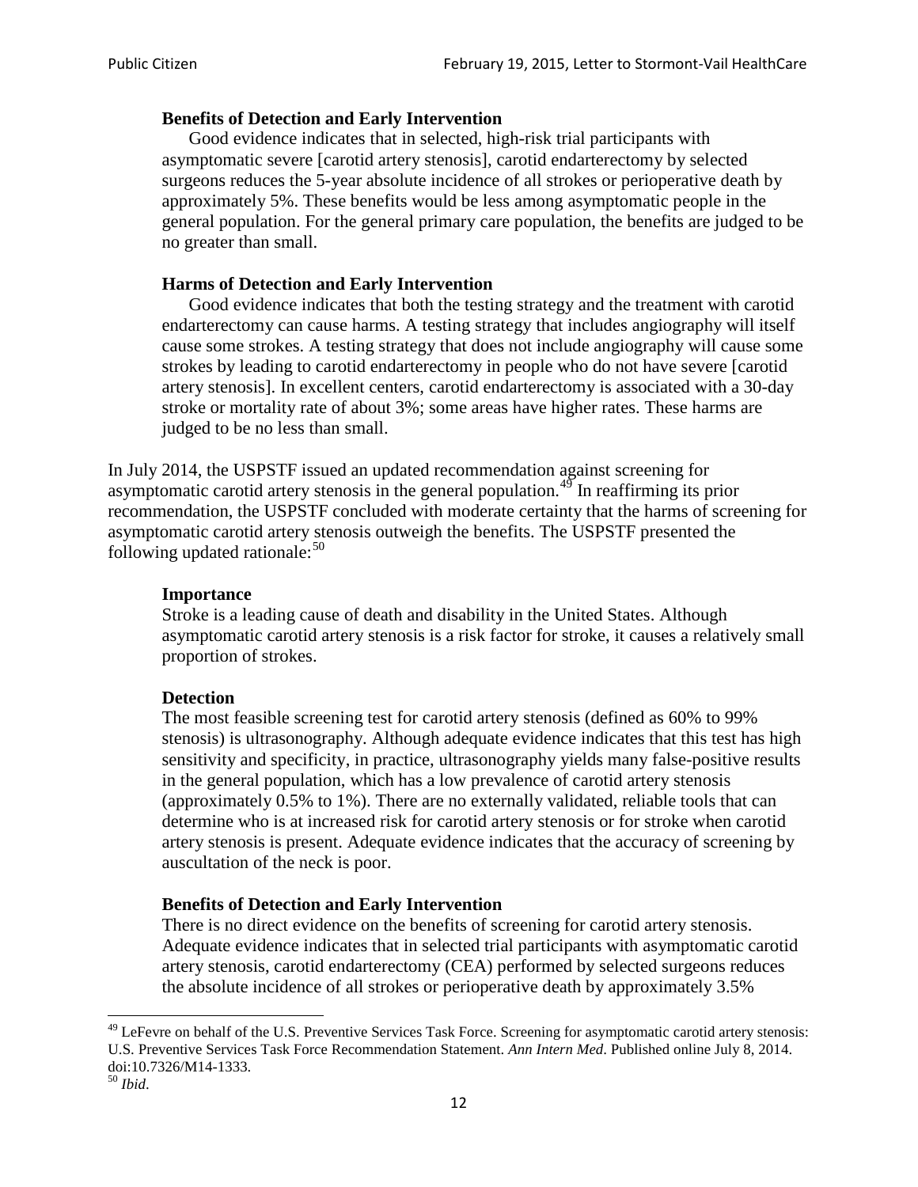> **Benefits of Detection and Early Intervention**
>
> Good evidence indicates that in selected, high-risk trial participants with asymptomatic severe [carotid artery stenosis], carotid endarterectomy by selected surgeons reduces the 5-year absolute incidence of all strokes or perioperative death by approximately 5%. These benefits would be less among asymptomatic people in the general population. For the general primary care population, the benefits are judged to be no greater than small.
>
> **Harms of Detection and Early Intervention**
>
> Good evidence indicates that both the testing strategy and the treatment with carotid endarterectomy can cause harms. A testing strategy that includes angiography will itself cause some strokes. A testing strategy that does not include angiography will cause some strokes by leading to carotid endarterectomy in people who do not have severe [carotid artery stenosis]. In excellent centers, carotid endarterectomy is associated with a 30-day stroke or mortality rate of about 3%; some areas have higher rates. These harms are judged to be no less than small.

In July 2014, the USPSTF issued an updated recommendation against screening for asymptomatic carotid artery stenosis in the general population.[49] In reaffirming its prior recommendation, the USPSTF concluded with moderate certainty that the harms of screening for asymptomatic carotid artery stenosis outweigh the benefits. The USPSTF presented the following updated rationale:[50]

> **Importance**
>
> Stroke is a leading cause of death and disability in the United States. Although asymptomatic carotid artery stenosis is a risk factor for stroke, it causes a relatively small proportion of strokes.
>
> **Detection**
>
> The most feasible screening test for carotid artery stenosis (defined as 60% to 99% stenosis) is ultrasonography. Although adequate evidence indicates that this test has high sensitivity and specificity, in practice, ultrasonography yields many false-positive results in the general population, which has a low prevalence of carotid artery stenosis (approximately 0.5% to 1%). There are no externally validated, reliable tools that can determine who is at increased risk for carotid artery stenosis or for stroke when carotid artery stenosis is present. Adequate evidence indicates that the accuracy of screening by auscultation of the neck is poor.
>
> **Benefits of Detection and Early Intervention**
>
> There is no direct evidence on the benefits of screening for carotid artery stenosis. Adequate evidence indicates that in selected trial participants with asymptomatic carotid artery stenosis, carotid endarterectomy (CEA) performed by selected surgeons reduces the absolute incidence of all strokes or perioperative death by approximately 3.5%

---

[49] LeFevre on behalf of the U.S. Preventive Services Task Force. Screening for asymptomatic carotid artery stenosis: U.S. Preventive Services Task Force Recommendation Statement. *Ann Intern Med*. Published online July 8, 2014. doi:10.7326/M14-1333.

[50] *Ibid*.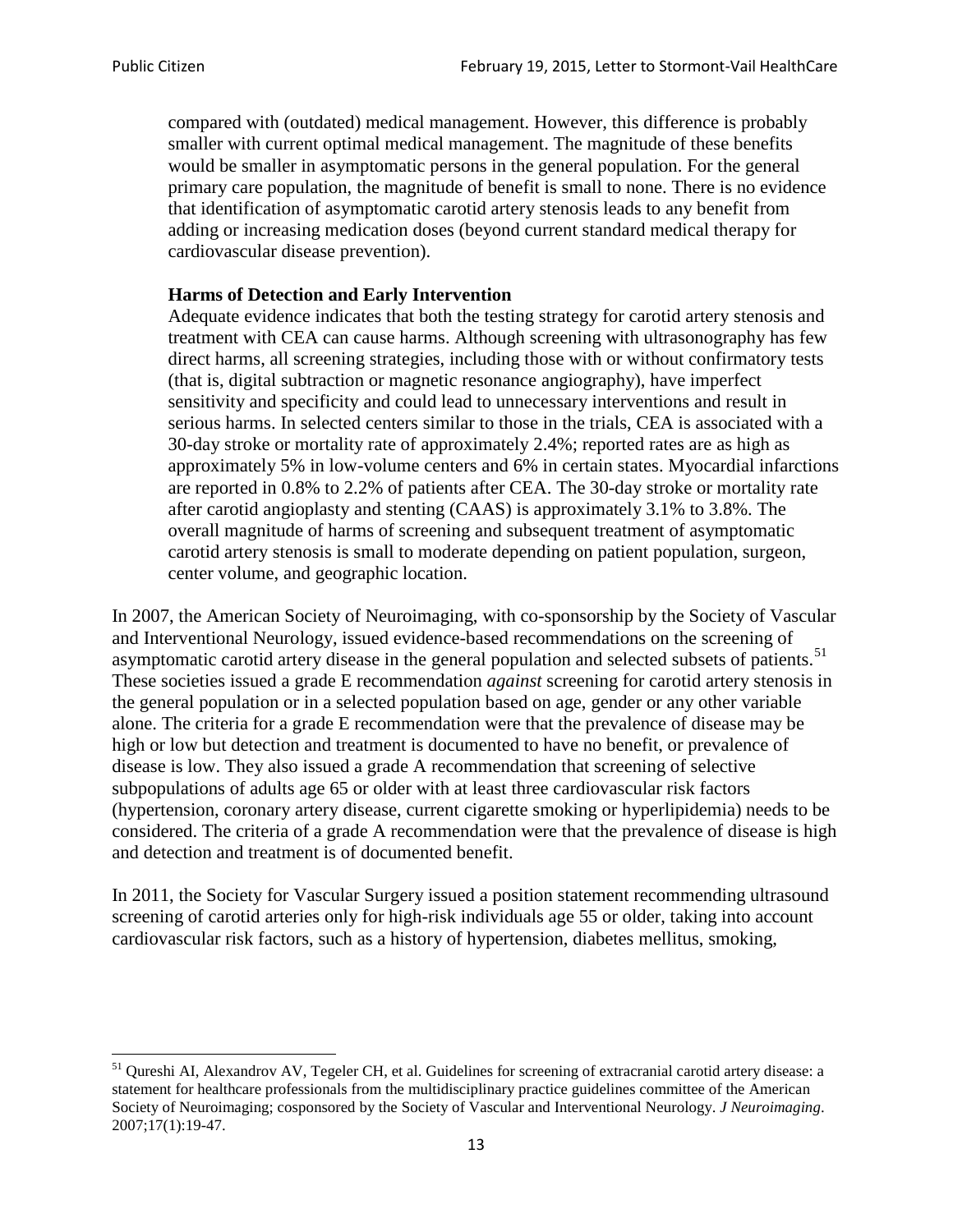compared with (outdated) medical management. However, this difference is probably smaller with current optimal medical management. The magnitude of these benefits would be smaller in asymptomatic persons in the general population. For the general primary care population, the magnitude of benefit is small to none. There is no evidence that identification of asymptomatic carotid artery stenosis leads to any benefit from adding or increasing medication doses (beyond current standard medical therapy for cardiovascular disease prevention).

> **Harms of Detection and Early Intervention**
>
> Adequate evidence indicates that both the testing strategy for carotid artery stenosis and treatment with CEA can cause harms. Although screening with ultrasonography has few direct harms, all screening strategies, including those with or without confirmatory tests (that is, digital subtraction or magnetic resonance angiography), have imperfect sensitivity and specificity and could lead to unnecessary interventions and result in serious harms. In selected centers similar to those in the trials, CEA is associated with a 30-day stroke or mortality rate of approximately 2.4%; reported rates are as high as approximately 5% in low-volume centers and 6% in certain states. Myocardial infarctions are reported in 0.8% to 2.2% of patients after CEA. The 30-day stroke or mortality rate after carotid angioplasty and stenting (CAAS) is approximately 3.1% to 3.8%. The overall magnitude of harms of screening and subsequent treatment of asymptomatic carotid artery stenosis is small to moderate depending on patient population, surgeon, center volume, and geographic location.

In 2007, the American Society of Neuroimaging, with co-sponsorship by the Society of Vascular and Interventional Neurology, issued evidence-based recommendations on the screening of asymptomatic carotid artery disease in the general population and selected subsets of patients.[51] These societies issued a grade E recommendation *against* screening for carotid artery stenosis in the general population or in a selected population based on age, gender or any other variable alone. The criteria for a grade E recommendation were that the prevalence of disease may be high or low but detection and treatment is documented to have no benefit, or prevalence of disease is low. They also issued a grade A recommendation that screening of selective subpopulations of adults age 65 or older with at least three cardiovascular risk factors (hypertension, coronary artery disease, current cigarette smoking or hyperlipidemia) needs to be considered. The criteria of a grade A recommendation were that the prevalence of disease is high and detection and treatment is of documented benefit.

In 2011, the Society for Vascular Surgery issued a position statement recommending ultrasound screening of carotid arteries only for high-risk individuals age 55 or older, taking into account cardiovascular risk factors, such as a history of hypertension, diabetes mellitus, smoking,

---

[51] Qureshi AI, Alexandrov AV, Tegeler CH, et al. Guidelines for screening of extracranial carotid artery disease: a statement for healthcare professionals from the multidisciplinary practice guidelines committee of the American Society of Neuroimaging; cosponsored by the Society of Vascular and Interventional Neurology. *J Neuroimaging*. 2007;17(1):19-47.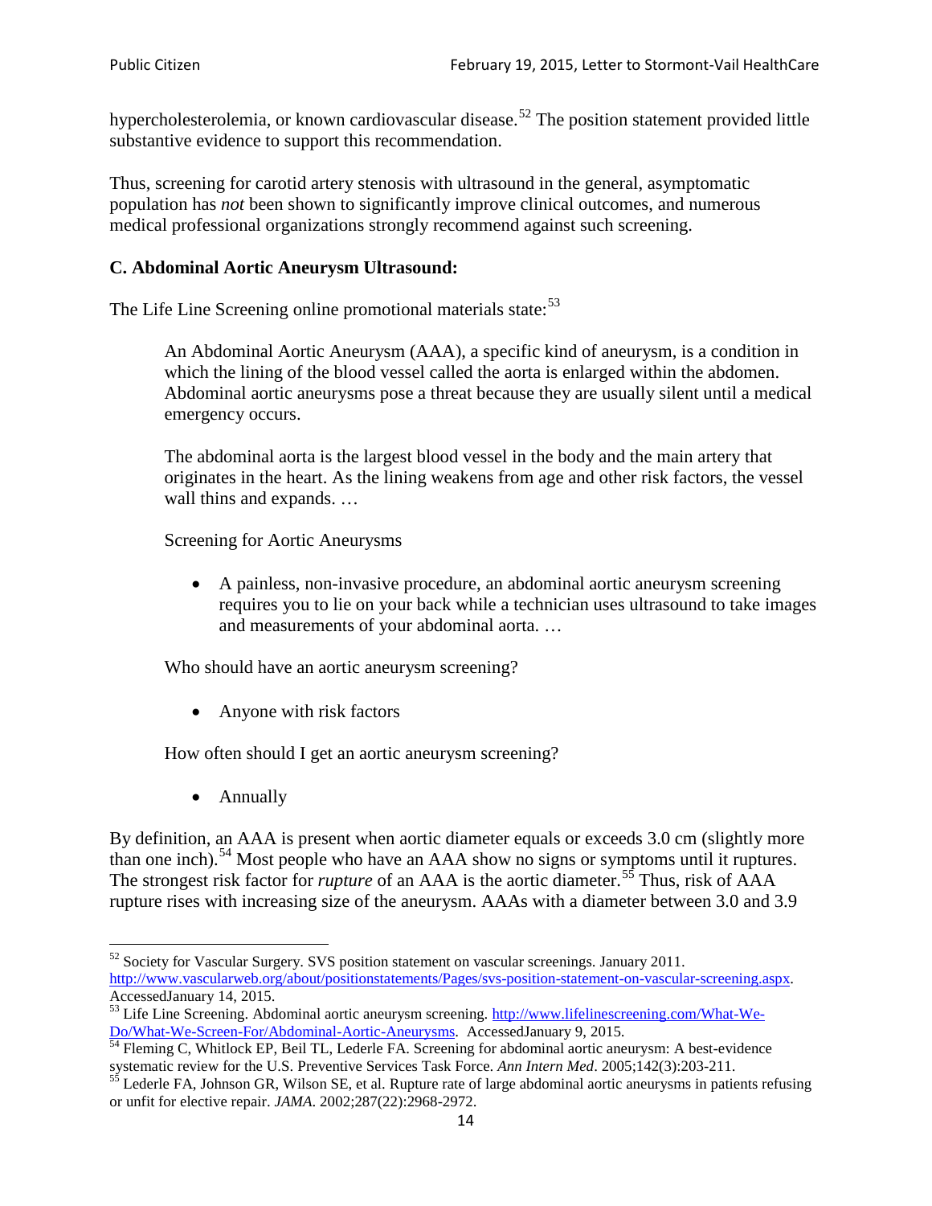hypercholesterolemia, or known cardiovascular disease.[52] The position statement provided little substantive evidence to support this recommendation.

Thus, screening for carotid artery stenosis with ultrasound in the general, asymptomatic population has *not* been shown to significantly improve clinical outcomes, and numerous medical professional organizations strongly recommend against such screening.

### C. Abdominal Aortic Aneurysm Ultrasound:

The Life Line Screening online promotional materials state:[53]

> An Abdominal Aortic Aneurysm (AAA), a specific kind of aneurysm, is a condition in which the lining of the blood vessel called the aorta is enlarged within the abdomen. Abdominal aortic aneurysms pose a threat because they are usually silent until a medical emergency occurs.
>
> The abdominal aorta is the largest blood vessel in the body and the main artery that originates in the heart. As the lining weakens from age and other risk factors, the vessel wall thins and expands. …
>
> Screening for Aortic Aneurysms
>
> - A painless, non-invasive procedure, an abdominal aortic aneurysm screening requires you to lie on your back while a technician uses ultrasound to take images and measurements of your abdominal aorta. …
>
> Who should have an aortic aneurysm screening?
>
> - Anyone with risk factors
>
> How often should I get an aortic aneurysm screening?
>
> - Annually

By definition, an AAA is present when aortic diameter equals or exceeds 3.0 cm (slightly more than one inch).[54] Most people who have an AAA show no signs or symptoms until it ruptures. The strongest risk factor for *rupture* of an AAA is the aortic diameter.[55] Thus, risk of AAA rupture rises with increasing size of the aneurysm. AAAs with a diameter between 3.0 and 3.9

---

[52] Society for Vascular Surgery. SVS position statement on vascular screenings. January 2011. http://www.vascularweb.org/about/positionstatements/Pages/svs-position-statement-on-vascular-screening.aspx. AccessedJanuary 14, 2015.

[53] Life Line Screening. Abdominal aortic aneurysm screening. http://www.lifelinescreening.com/What-We-Do/What-We-Screen-For/Abdominal-Aortic-Aneurysms. AccessedJanuary 9, 2015.

[54] Fleming C, Whitlock EP, Beil TL, Lederle FA. Screening for abdominal aortic aneurysm: A best-evidence systematic review for the U.S. Preventive Services Task Force. *Ann Intern Med*. 2005;142(3):203-211.

[55] Lederle FA, Johnson GR, Wilson SE, et al. Rupture rate of large abdominal aortic aneurysms in patients refusing or unfit for elective repair. *JAMA*. 2002;287(22):2968-2972.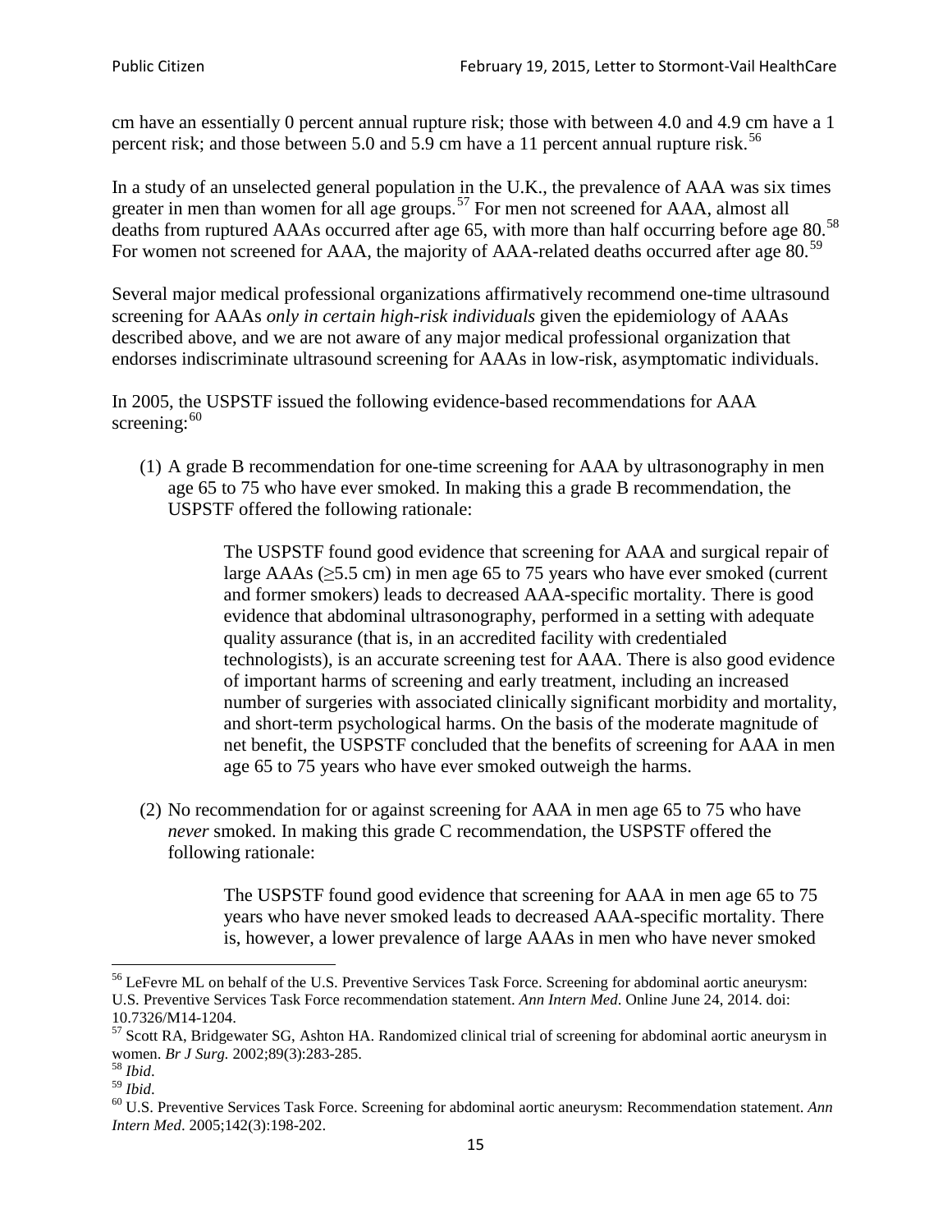cm have an essentially 0 percent annual rupture risk; those with between 4.0 and 4.9 cm have a 1 percent risk; and those between 5.0 and 5.9 cm have a 11 percent annual rupture risk.[56]

In a study of an unselected general population in the U.K., the prevalence of AAA was six times greater in men than women for all age groups.[57] For men not screened for AAA, almost all deaths from ruptured AAAs occurred after age 65, with more than half occurring before age 80.[58] For women not screened for AAA, the majority of AAA-related deaths occurred after age 80.[59]

Several major medical professional organizations affirmatively recommend one-time ultrasound screening for AAAs *only in certain high-risk individuals* given the epidemiology of AAAs described above, and we are not aware of any major medical professional organization that endorses indiscriminate ultrasound screening for AAAs in low-risk, asymptomatic individuals.

In 2005, the USPSTF issued the following evidence-based recommendations for AAA screening:[60]

(1) A grade B recommendation for one-time screening for AAA by ultrasonography in men age 65 to 75 who have ever smoked. In making this a grade B recommendation, the USPSTF offered the following rationale:

> The USPSTF found good evidence that screening for AAA and surgical repair of large AAAs (≥5.5 cm) in men age 65 to 75 years who have ever smoked (current and former smokers) leads to decreased AAA-specific mortality. There is good evidence that abdominal ultrasonography, performed in a setting with adequate quality assurance (that is, in an accredited facility with credentialed technologists), is an accurate screening test for AAA. There is also good evidence of important harms of screening and early treatment, including an increased number of surgeries with associated clinically significant morbidity and mortality, and short-term psychological harms. On the basis of the moderate magnitude of net benefit, the USPSTF concluded that the benefits of screening for AAA in men age 65 to 75 years who have ever smoked outweigh the harms.

(2) No recommendation for or against screening for AAA in men age 65 to 75 who have *never* smoked. In making this grade C recommendation, the USPSTF offered the following rationale:

> The USPSTF found good evidence that screening for AAA in men age 65 to 75 years who have never smoked leads to decreased AAA-specific mortality. There is, however, a lower prevalence of large AAAs in men who have never smoked

---

[56] LeFevre ML on behalf of the U.S. Preventive Services Task Force. Screening for abdominal aortic aneurysm: U.S. Preventive Services Task Force recommendation statement. *Ann Intern Med*. Online June 24, 2014. doi: 10.7326/M14-1204.

[57] Scott RA, Bridgewater SG, Ashton HA. Randomized clinical trial of screening for abdominal aortic aneurysm in women. *Br J Surg.* 2002;89(3):283-285.

[58] *Ibid*.

[59] *Ibid*.

[60] U.S. Preventive Services Task Force. Screening for abdominal aortic aneurysm: Recommendation statement. *Ann Intern Med*. 2005;142(3):198-202.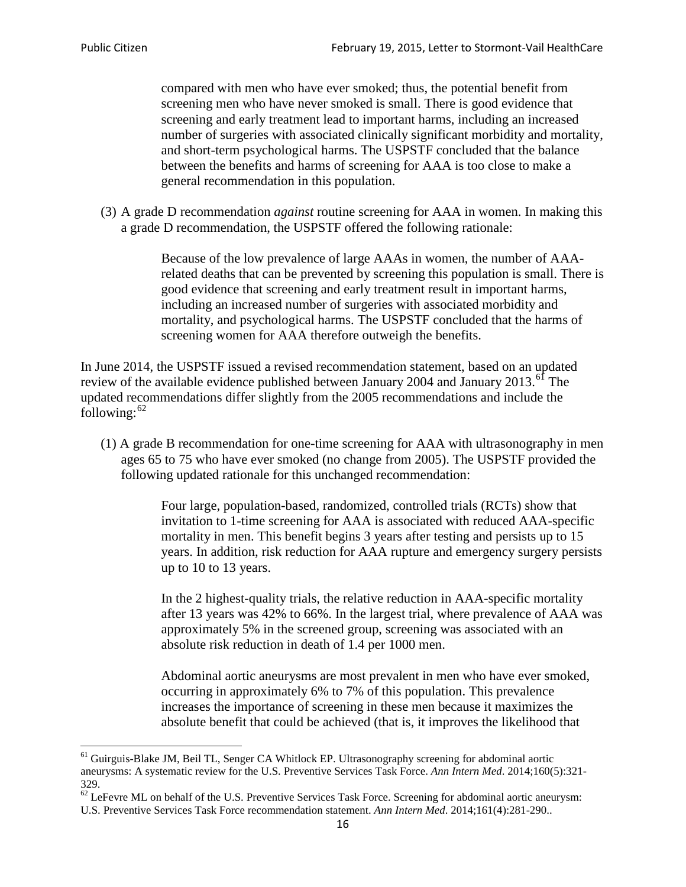> compared with men who have ever smoked; thus, the potential benefit from screening men who have never smoked is small. There is good evidence that screening and early treatment lead to important harms, including an increased number of surgeries with associated clinically significant morbidity and mortality, and short-term psychological harms. The USPSTF concluded that the balance between the benefits and harms of screening for AAA is too close to make a general recommendation in this population.

(3) A grade D recommendation *against* routine screening for AAA in women. In making this a grade D recommendation, the USPSTF offered the following rationale:

> Because of the low prevalence of large AAAs in women, the number of AAA-related deaths that can be prevented by screening this population is small. There is good evidence that screening and early treatment result in important harms, including an increased number of surgeries with associated morbidity and mortality, and psychological harms. The USPSTF concluded that the harms of screening women for AAA therefore outweigh the benefits.

In June 2014, the USPSTF issued a revised recommendation statement, based on an updated review of the available evidence published between January 2004 and January 2013.[61] The updated recommendations differ slightly from the 2005 recommendations and include the following:[62]

(1) A grade B recommendation for one-time screening for AAA with ultrasonography in men ages 65 to 75 who have ever smoked (no change from 2005). The USPSTF provided the following updated rationale for this unchanged recommendation:

> Four large, population-based, randomized, controlled trials (RCTs) show that invitation to 1-time screening for AAA is associated with reduced AAA-specific mortality in men. This benefit begins 3 years after testing and persists up to 15 years. In addition, risk reduction for AAA rupture and emergency surgery persists up to 10 to 13 years.
>
> In the 2 highest-quality trials, the relative reduction in AAA-specific mortality after 13 years was 42% to 66%. In the largest trial, where prevalence of AAA was approximately 5% in the screened group, screening was associated with an absolute risk reduction in death of 1.4 per 1000 men.
>
> Abdominal aortic aneurysms are most prevalent in men who have ever smoked, occurring in approximately 6% to 7% of this population. This prevalence increases the importance of screening in these men because it maximizes the absolute benefit that could be achieved (that is, it improves the likelihood that

[61] Guirguis-Blake JM, Beil TL, Senger CA Whitlock EP. Ultrasonography screening for abdominal aortic aneurysms: A systematic review for the U.S. Preventive Services Task Force. *Ann Intern Med*. 2014;160(5):321-329.

[62] LeFevre ML on behalf of the U.S. Preventive Services Task Force. Screening for abdominal aortic aneurysm: U.S. Preventive Services Task Force recommendation statement. *Ann Intern Med*. 2014;161(4):281-290..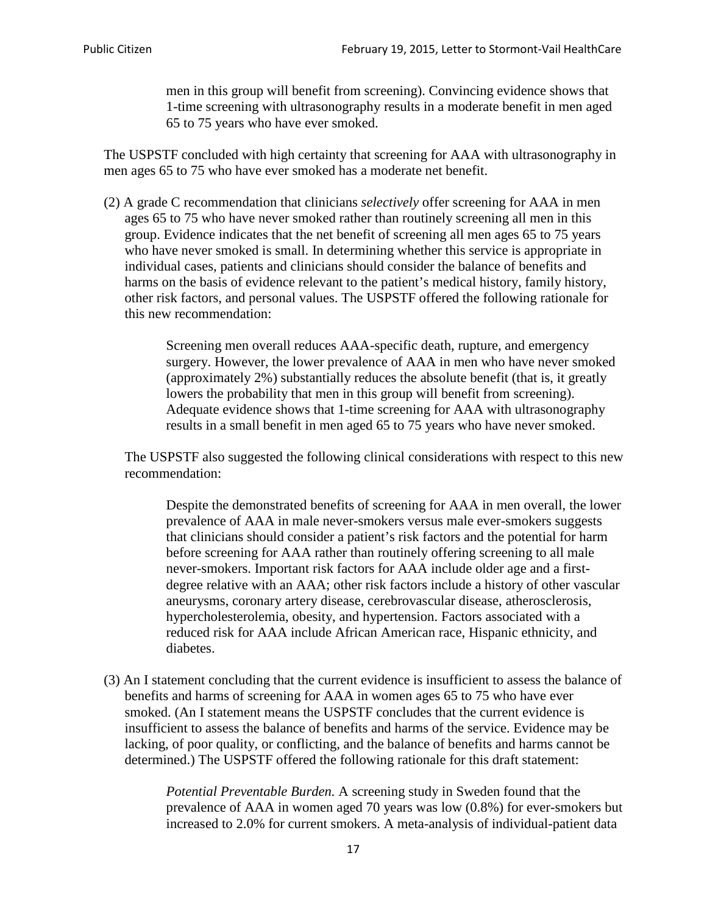> men in this group will benefit from screening). Convincing evidence shows that 1-time screening with ultrasonography results in a moderate benefit in men aged 65 to 75 years who have ever smoked.

The USPSTF concluded with high certainty that screening for AAA with ultrasonography in men ages 65 to 75 who have ever smoked has a moderate net benefit.

(2) A grade C recommendation that clinicians *selectively* offer screening for AAA in men ages 65 to 75 who have never smoked rather than routinely screening all men in this group. Evidence indicates that the net benefit of screening all men ages 65 to 75 years who have never smoked is small. In determining whether this service is appropriate in individual cases, patients and clinicians should consider the balance of benefits and harms on the basis of evidence relevant to the patient's medical history, family history, other risk factors, and personal values. The USPSTF offered the following rationale for this new recommendation:

> Screening men overall reduces AAA-specific death, rupture, and emergency surgery. However, the lower prevalence of AAA in men who have never smoked (approximately 2%) substantially reduces the absolute benefit (that is, it greatly lowers the probability that men in this group will benefit from screening). Adequate evidence shows that 1-time screening for AAA with ultrasonography results in a small benefit in men aged 65 to 75 years who have never smoked.

The USPSTF also suggested the following clinical considerations with respect to this new recommendation:

> Despite the demonstrated benefits of screening for AAA in men overall, the lower prevalence of AAA in male never-smokers versus male ever-smokers suggests that clinicians should consider a patient's risk factors and the potential for harm before screening for AAA rather than routinely offering screening to all male never-smokers. Important risk factors for AAA include older age and a first-degree relative with an AAA; other risk factors include a history of other vascular aneurysms, coronary artery disease, cerebrovascular disease, atherosclerosis, hypercholesterolemia, obesity, and hypertension. Factors associated with a reduced risk for AAA include African American race, Hispanic ethnicity, and diabetes.

(3) An I statement concluding that the current evidence is insufficient to assess the balance of benefits and harms of screening for AAA in women ages 65 to 75 who have ever smoked. (An I statement means the USPSTF concludes that the current evidence is insufficient to assess the balance of benefits and harms of the service. Evidence may be lacking, of poor quality, or conflicting, and the balance of benefits and harms cannot be determined.) The USPSTF offered the following rationale for this draft statement:

> *Potential Preventable Burden.* A screening study in Sweden found that the prevalence of AAA in women aged 70 years was low (0.8%) for ever-smokers but increased to 2.0% for current smokers. A meta-analysis of individual-patient data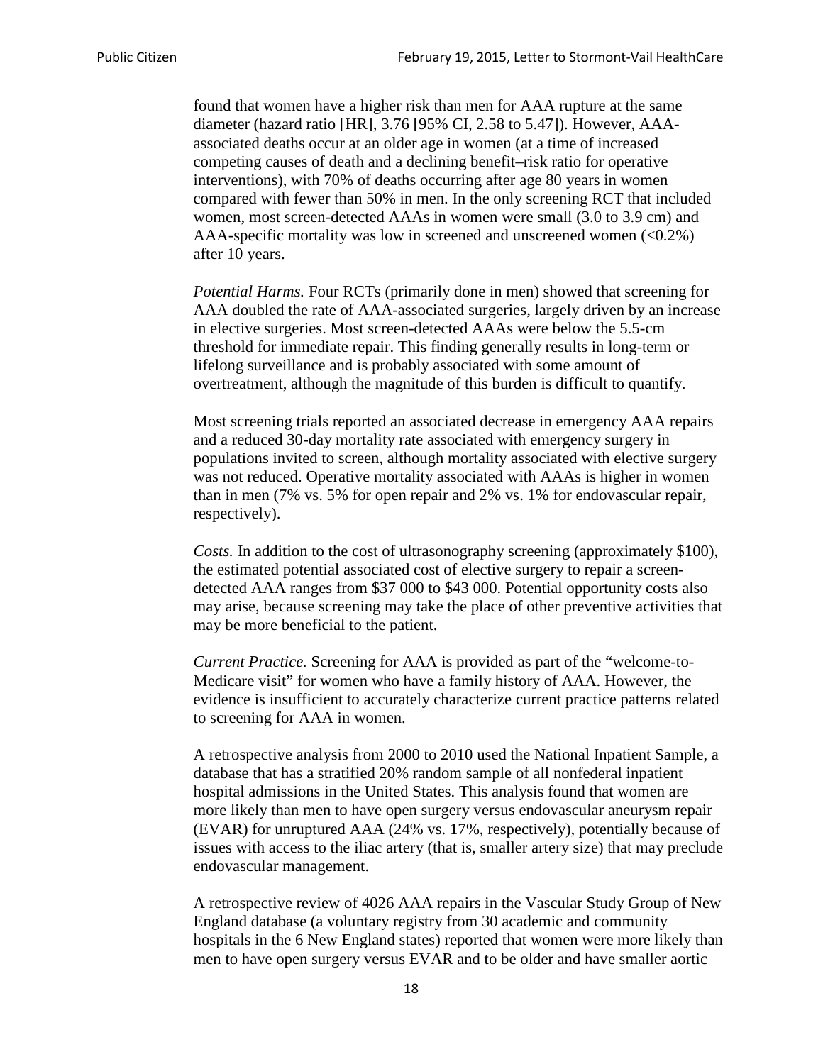found that women have a higher risk than men for AAA rupture at the same diameter (hazard ratio [HR], 3.76 [95% CI, 2.58 to 5.47]). However, AAA-associated deaths occur at an older age in women (at a time of increased competing causes of death and a declining benefit–risk ratio for operative interventions), with 70% of deaths occurring after age 80 years in women compared with fewer than 50% in men. In the only screening RCT that included women, most screen-detected AAAs in women were small (3.0 to 3.9 cm) and AAA-specific mortality was low in screened and unscreened women (<0.2%) after 10 years.

*Potential Harms.* Four RCTs (primarily done in men) showed that screening for AAA doubled the rate of AAA-associated surgeries, largely driven by an increase in elective surgeries. Most screen-detected AAAs were below the 5.5-cm threshold for immediate repair. This finding generally results in long-term or lifelong surveillance and is probably associated with some amount of overtreatment, although the magnitude of this burden is difficult to quantify.

Most screening trials reported an associated decrease in emergency AAA repairs and a reduced 30-day mortality rate associated with emergency surgery in populations invited to screen, although mortality associated with elective surgery was not reduced. Operative mortality associated with AAAs is higher in women than in men (7% vs. 5% for open repair and 2% vs. 1% for endovascular repair, respectively).

*Costs.* In addition to the cost of ultrasonography screening (approximately $100), the estimated potential associated cost of elective surgery to repair a screen-detected AAA ranges from $37 000 to $43 000. Potential opportunity costs also may arise, because screening may take the place of other preventive activities that may be more beneficial to the patient.

*Current Practice.* Screening for AAA is provided as part of the "welcome-to-Medicare visit" for women who have a family history of AAA. However, the evidence is insufficient to accurately characterize current practice patterns related to screening for AAA in women.

A retrospective analysis from 2000 to 2010 used the National Inpatient Sample, a database that has a stratified 20% random sample of all nonfederal inpatient hospital admissions in the United States. This analysis found that women are more likely than men to have open surgery versus endovascular aneurysm repair (EVAR) for unruptured AAA (24% vs. 17%, respectively), potentially because of issues with access to the iliac artery (that is, smaller artery size) that may preclude endovascular management.

A retrospective review of 4026 AAA repairs in the Vascular Study Group of New England database (a voluntary registry from 30 academic and community hospitals in the 6 New England states) reported that women were more likely than men to have open surgery versus EVAR and to be older and have smaller aortic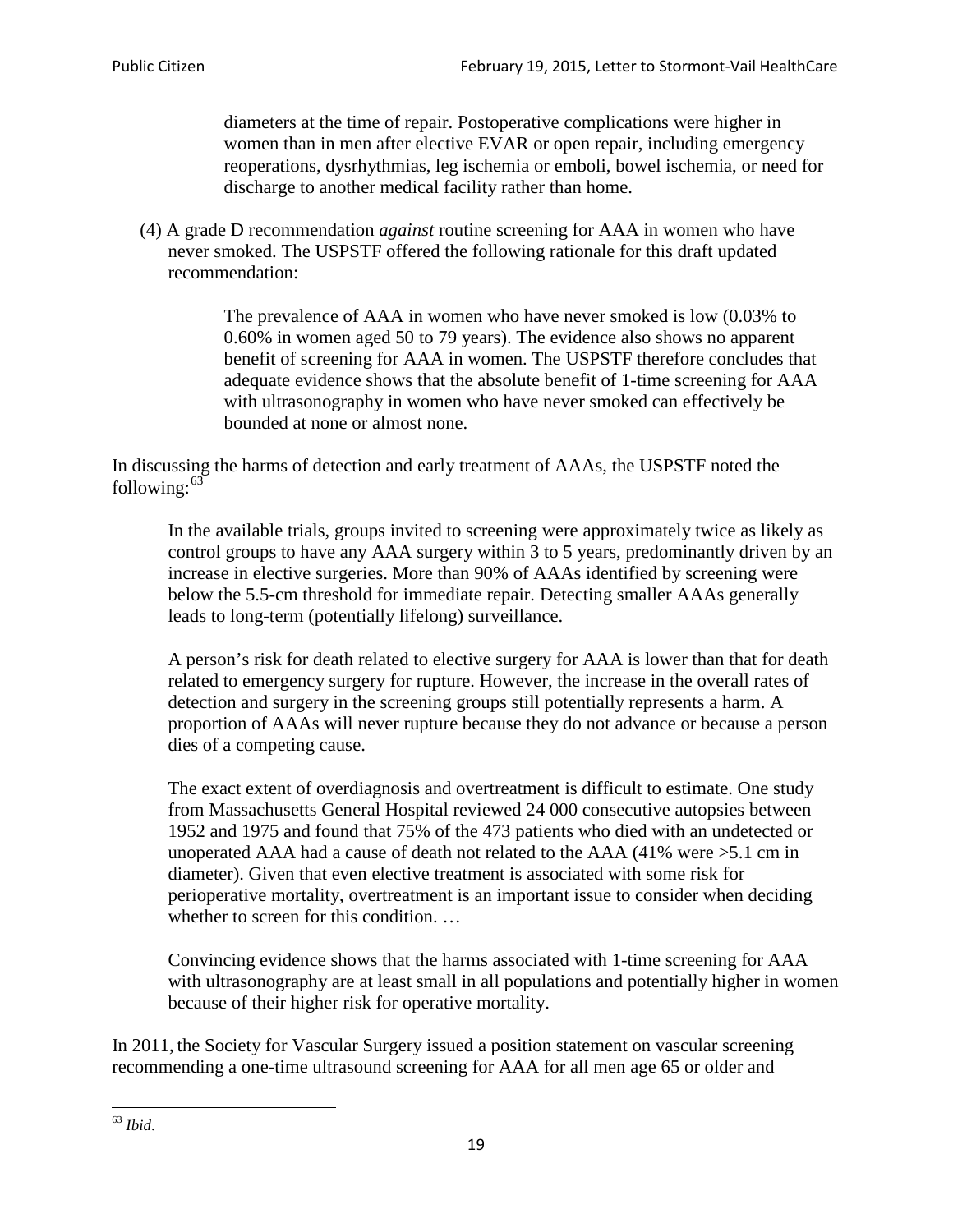> diameters at the time of repair. Postoperative complications were higher in women than in men after elective EVAR or open repair, including emergency reoperations, dysrhythmias, leg ischemia or emboli, bowel ischemia, or need for discharge to another medical facility rather than home.

(4) A grade D recommendation *against* routine screening for AAA in women who have never smoked. The USPSTF offered the following rationale for this draft updated recommendation:

> The prevalence of AAA in women who have never smoked is low (0.03% to 0.60% in women aged 50 to 79 years). The evidence also shows no apparent benefit of screening for AAA in women. The USPSTF therefore concludes that adequate evidence shows that the absolute benefit of 1-time screening for AAA with ultrasonography in women who have never smoked can effectively be bounded at none or almost none.

In discussing the harms of detection and early treatment of AAAs, the USPSTF noted the following:[63]

> In the available trials, groups invited to screening were approximately twice as likely as control groups to have any AAA surgery within 3 to 5 years, predominantly driven by an increase in elective surgeries. More than 90% of AAAs identified by screening were below the 5.5-cm threshold for immediate repair. Detecting smaller AAAs generally leads to long-term (potentially lifelong) surveillance.
>
> A person's risk for death related to elective surgery for AAA is lower than that for death related to emergency surgery for rupture. However, the increase in the overall rates of detection and surgery in the screening groups still potentially represents a harm. A proportion of AAAs will never rupture because they do not advance or because a person dies of a competing cause.
>
> The exact extent of overdiagnosis and overtreatment is difficult to estimate. One study from Massachusetts General Hospital reviewed 24 000 consecutive autopsies between 1952 and 1975 and found that 75% of the 473 patients who died with an undetected or unoperated AAA had a cause of death not related to the AAA (41% were >5.1 cm in diameter). Given that even elective treatment is associated with some risk for perioperative mortality, overtreatment is an important issue to consider when deciding whether to screen for this condition. …
>
> Convincing evidence shows that the harms associated with 1-time screening for AAA with ultrasonography are at least small in all populations and potentially higher in women because of their higher risk for operative mortality.

In 2011, the Society for Vascular Surgery issued a position statement on vascular screening recommending a one-time ultrasound screening for AAA for all men age 65 or older and

[63] *Ibid*.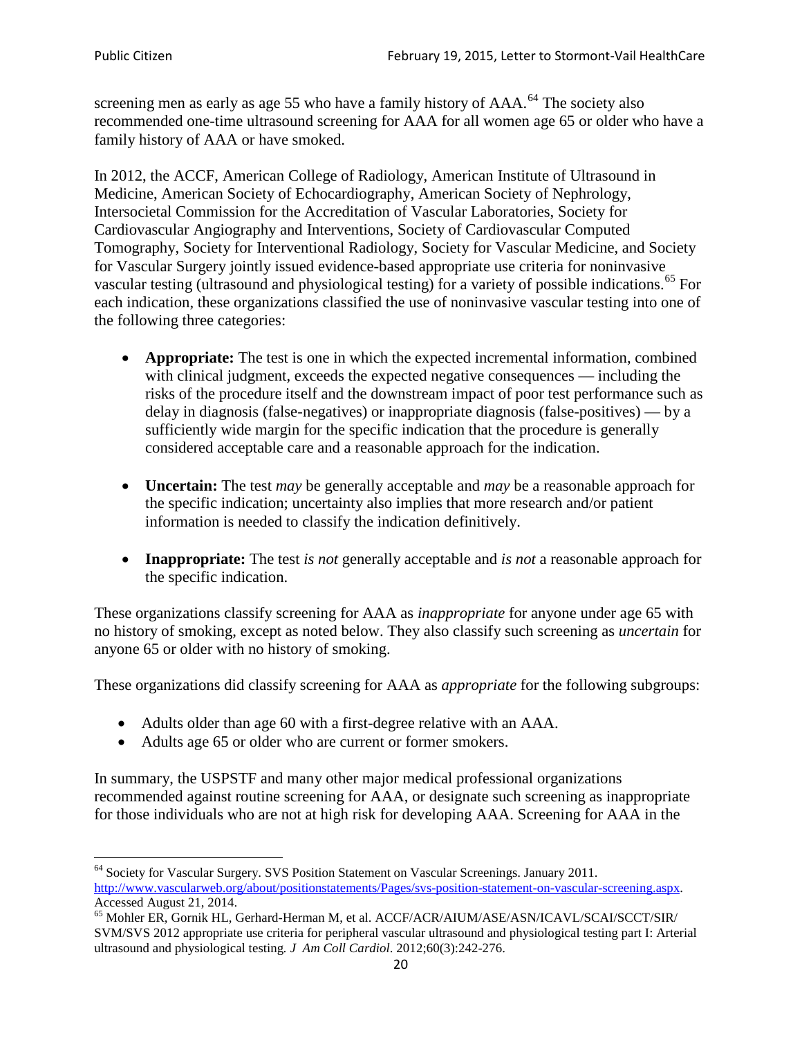screening men as early as age 55 who have a family history of AAA.[64] The society also recommended one-time ultrasound screening for AAA for all women age 65 or older who have a family history of AAA or have smoked.

In 2012, the ACCF, American College of Radiology, American Institute of Ultrasound in Medicine, American Society of Echocardiography, American Society of Nephrology, Intersocietal Commission for the Accreditation of Vascular Laboratories, Society for Cardiovascular Angiography and Interventions, Society of Cardiovascular Computed Tomography, Society for Interventional Radiology, Society for Vascular Medicine, and Society for Vascular Surgery jointly issued evidence-based appropriate use criteria for noninvasive vascular testing (ultrasound and physiological testing) for a variety of possible indications.[65] For each indication, these organizations classified the use of noninvasive vascular testing into one of the following three categories:

- **Appropriate:** The test is one in which the expected incremental information, combined with clinical judgment, exceeds the expected negative consequences — including the risks of the procedure itself and the downstream impact of poor test performance such as delay in diagnosis (false-negatives) or inappropriate diagnosis (false-positives) — by a sufficiently wide margin for the specific indication that the procedure is generally considered acceptable care and a reasonable approach for the indication.

- **Uncertain:** The test *may* be generally acceptable and *may* be a reasonable approach for the specific indication; uncertainty also implies that more research and/or patient information is needed to classify the indication definitively.

- **Inappropriate:** The test *is not* generally acceptable and *is not* a reasonable approach for the specific indication.

These organizations classify screening for AAA as *inappropriate* for anyone under age 65 with no history of smoking, except as noted below. They also classify such screening as *uncertain* for anyone 65 or older with no history of smoking.

These organizations did classify screening for AAA as *appropriate* for the following subgroups:

- Adults older than age 60 with a first-degree relative with an AAA.
- Adults age 65 or older who are current or former smokers.

In summary, the USPSTF and many other major medical professional organizations recommended against routine screening for AAA, or designate such screening as inappropriate for those individuals who are not at high risk for developing AAA. Screening for AAA in the

---

[64] Society for Vascular Surgery. SVS Position Statement on Vascular Screenings. January 2011. http://www.vascularweb.org/about/positionstatements/Pages/svs-position-statement-on-vascular-screening.aspx. Accessed August 21, 2014.

[65] Mohler ER, Gornik HL, Gerhard-Herman M, et al. ACCF/ACR/AIUM/ASE/ASN/ICAVL/SCAI/SCCT/SIR/SVM/SVS 2012 appropriate use criteria for peripheral vascular ultrasound and physiological testing part I: Arterial ultrasound and physiological testing. *J Am Coll Cardiol*. 2012;60(3):242-276.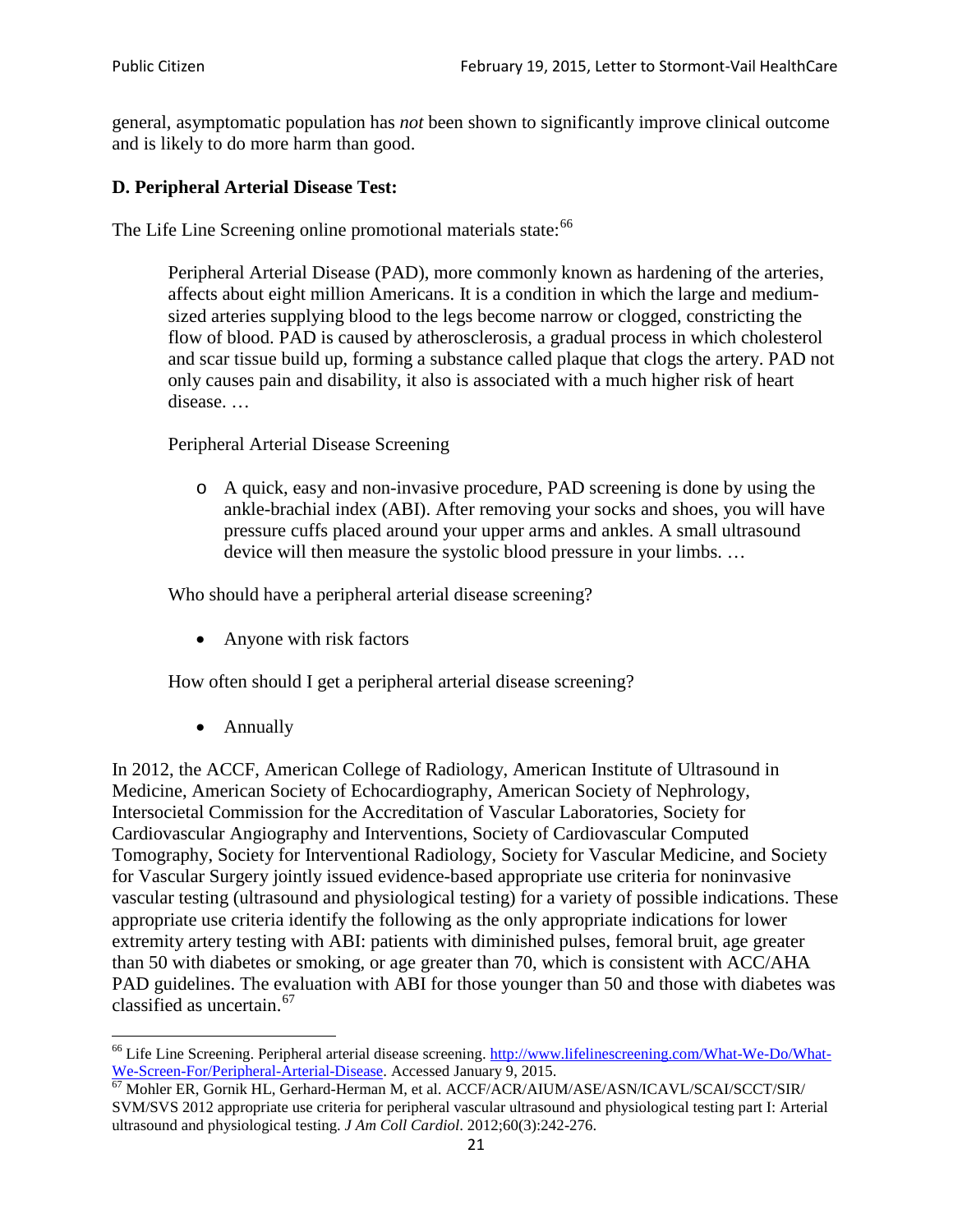general, asymptomatic population has *not* been shown to significantly improve clinical outcome and is likely to do more harm than good.

**D. Peripheral Arterial Disease Test:**

The Life Line Screening online promotional materials state:[66]

> Peripheral Arterial Disease (PAD), more commonly known as hardening of the arteries, affects about eight million Americans. It is a condition in which the large and medium-sized arteries supplying blood to the legs become narrow or clogged, constricting the flow of blood. PAD is caused by atherosclerosis, a gradual process in which cholesterol and scar tissue build up, forming a substance called plaque that clogs the artery. PAD not only causes pain and disability, it also is associated with a much higher risk of heart disease. …
>
> Peripheral Arterial Disease Screening
>
> - A quick, easy and non-invasive procedure, PAD screening is done by using the ankle-brachial index (ABI). After removing your socks and shoes, you will have pressure cuffs placed around your upper arms and ankles. A small ultrasound device will then measure the systolic blood pressure in your limbs. …
>
> Who should have a peripheral arterial disease screening?
>
> - Anyone with risk factors
>
> How often should I get a peripheral arterial disease screening?
>
> - Annually

In 2012, the ACCF, American College of Radiology, American Institute of Ultrasound in Medicine, American Society of Echocardiography, American Society of Nephrology, Intersocietal Commission for the Accreditation of Vascular Laboratories, Society for Cardiovascular Angiography and Interventions, Society of Cardiovascular Computed Tomography, Society for Interventional Radiology, Society for Vascular Medicine, and Society for Vascular Surgery jointly issued evidence-based appropriate use criteria for noninvasive vascular testing (ultrasound and physiological testing) for a variety of possible indications. These appropriate use criteria identify the following as the only appropriate indications for lower extremity artery testing with ABI: patients with diminished pulses, femoral bruit, age greater than 50 with diabetes or smoking, or age greater than 70, which is consistent with ACC/AHA PAD guidelines. The evaluation with ABI for those younger than 50 and those with diabetes was classified as uncertain.[67]

---

[66] Life Line Screening. Peripheral arterial disease screening. http://www.lifelinescreening.com/What-We-Do/What-We-Screen-For/Peripheral-Arterial-Disease. Accessed January 9, 2015.

[67] Mohler ER, Gornik HL, Gerhard-Herman M, et al. ACCF/ACR/AIUM/ASE/ASN/ICAVL/SCAI/SCCT/SIR/SVM/SVS 2012 appropriate use criteria for peripheral vascular ultrasound and physiological testing part I: Arterial ultrasound and physiological testing. *J Am Coll Cardiol*. 2012;60(3):242-276.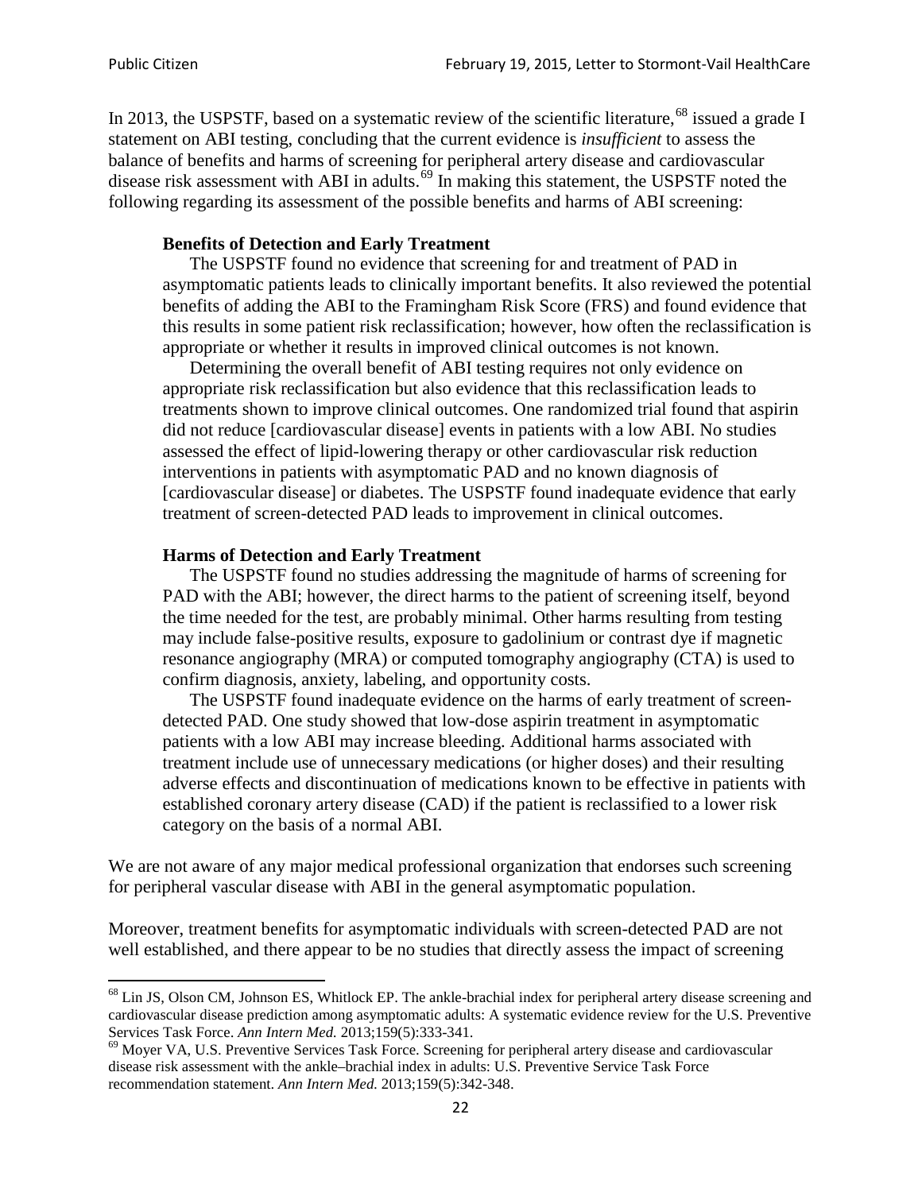In 2013, the USPSTF, based on a systematic review of the scientific literature,[68] issued a grade I statement on ABI testing, concluding that the current evidence is *insufficient* to assess the balance of benefits and harms of screening for peripheral artery disease and cardiovascular disease risk assessment with ABI in adults.[69] In making this statement, the USPSTF noted the following regarding its assessment of the possible benefits and harms of ABI screening:

> **Benefits of Detection and Early Treatment**
>
> The USPSTF found no evidence that screening for and treatment of PAD in asymptomatic patients leads to clinically important benefits. It also reviewed the potential benefits of adding the ABI to the Framingham Risk Score (FRS) and found evidence that this results in some patient risk reclassification; however, how often the reclassification is appropriate or whether it results in improved clinical outcomes is not known.
>
> Determining the overall benefit of ABI testing requires not only evidence on appropriate risk reclassification but also evidence that this reclassification leads to treatments shown to improve clinical outcomes. One randomized trial found that aspirin did not reduce [cardiovascular disease] events in patients with a low ABI. No studies assessed the effect of lipid-lowering therapy or other cardiovascular risk reduction interventions in patients with asymptomatic PAD and no known diagnosis of [cardiovascular disease] or diabetes. The USPSTF found inadequate evidence that early treatment of screen-detected PAD leads to improvement in clinical outcomes.
>
> **Harms of Detection and Early Treatment**
>
> The USPSTF found no studies addressing the magnitude of harms of screening for PAD with the ABI; however, the direct harms to the patient of screening itself, beyond the time needed for the test, are probably minimal. Other harms resulting from testing may include false-positive results, exposure to gadolinium or contrast dye if magnetic resonance angiography (MRA) or computed tomography angiography (CTA) is used to confirm diagnosis, anxiety, labeling, and opportunity costs.
>
> The USPSTF found inadequate evidence on the harms of early treatment of screen-detected PAD. One study showed that low-dose aspirin treatment in asymptomatic patients with a low ABI may increase bleeding. Additional harms associated with treatment include use of unnecessary medications (or higher doses) and their resulting adverse effects and discontinuation of medications known to be effective in patients with established coronary artery disease (CAD) if the patient is reclassified to a lower risk category on the basis of a normal ABI.

We are not aware of any major medical professional organization that endorses such screening for peripheral vascular disease with ABI in the general asymptomatic population.

Moreover, treatment benefits for asymptomatic individuals with screen-detected PAD are not well established, and there appear to be no studies that directly assess the impact of screening

---

[68] Lin JS, Olson CM, Johnson ES, Whitlock EP. The ankle-brachial index for peripheral artery disease screening and cardiovascular disease prediction among asymptomatic adults: A systematic evidence review for the U.S. Preventive Services Task Force. *Ann Intern Med.* 2013;159(5):333-341.

[69] Moyer VA, U.S. Preventive Services Task Force. Screening for peripheral artery disease and cardiovascular disease risk assessment with the ankle–brachial index in adults: U.S. Preventive Service Task Force recommendation statement. *Ann Intern Med.* 2013;159(5):342-348.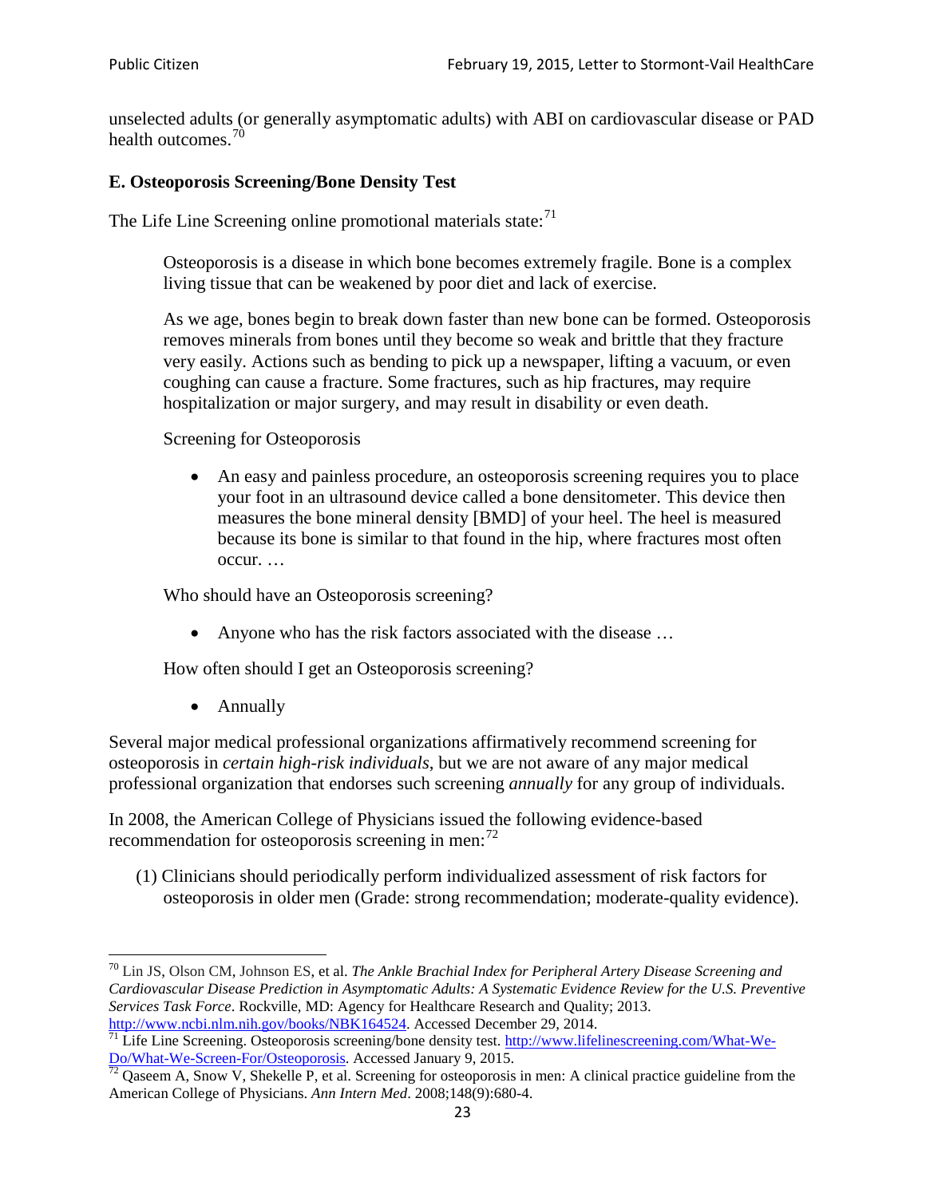unselected adults (or generally asymptomatic adults) with ABI on cardiovascular disease or PAD health outcomes.[70]

### E. Osteoporosis Screening/Bone Density Test

The Life Line Screening online promotional materials state:[71]

> Osteoporosis is a disease in which bone becomes extremely fragile. Bone is a complex living tissue that can be weakened by poor diet and lack of exercise.
>
> As we age, bones begin to break down faster than new bone can be formed. Osteoporosis removes minerals from bones until they become so weak and brittle that they fracture very easily. Actions such as bending to pick up a newspaper, lifting a vacuum, or even coughing can cause a fracture. Some fractures, such as hip fractures, may require hospitalization or major surgery, and may result in disability or even death.
>
> Screening for Osteoporosis
>
> - An easy and painless procedure, an osteoporosis screening requires you to place your foot in an ultrasound device called a bone densitometer. This device then measures the bone mineral density [BMD] of your heel. The heel is measured because its bone is similar to that found in the hip, where fractures most often occur. …
>
> Who should have an Osteoporosis screening?
>
> - Anyone who has the risk factors associated with the disease …
>
> How often should I get an Osteoporosis screening?
>
> - Annually

Several major medical professional organizations affirmatively recommend screening for osteoporosis in *certain high-risk individuals*, but we are not aware of any major medical professional organization that endorses such screening *annually* for any group of individuals.

In 2008, the American College of Physicians issued the following evidence-based recommendation for osteoporosis screening in men:[72]

> (1) Clinicians should periodically perform individualized assessment of risk factors for osteoporosis in older men (Grade: strong recommendation; moderate-quality evidence).

---

[70] Lin JS, Olson CM, Johnson ES, et al. *The Ankle Brachial Index for Peripheral Artery Disease Screening and Cardiovascular Disease Prediction in Asymptomatic Adults: A Systematic Evidence Review for the U.S. Preventive Services Task Force*. Rockville, MD: Agency for Healthcare Research and Quality; 2013. http://www.ncbi.nlm.nih.gov/books/NBK164524. Accessed December 29, 2014.

[71] Life Line Screening. Osteoporosis screening/bone density test. http://www.lifelinescreening.com/What-We-Do/What-We-Screen-For/Osteoporosis. Accessed January 9, 2015.

[72] Qaseem A, Snow V, Shekelle P, et al. Screening for osteoporosis in men: A clinical practice guideline from the American College of Physicians. *Ann Intern Med*. 2008;148(9):680-4.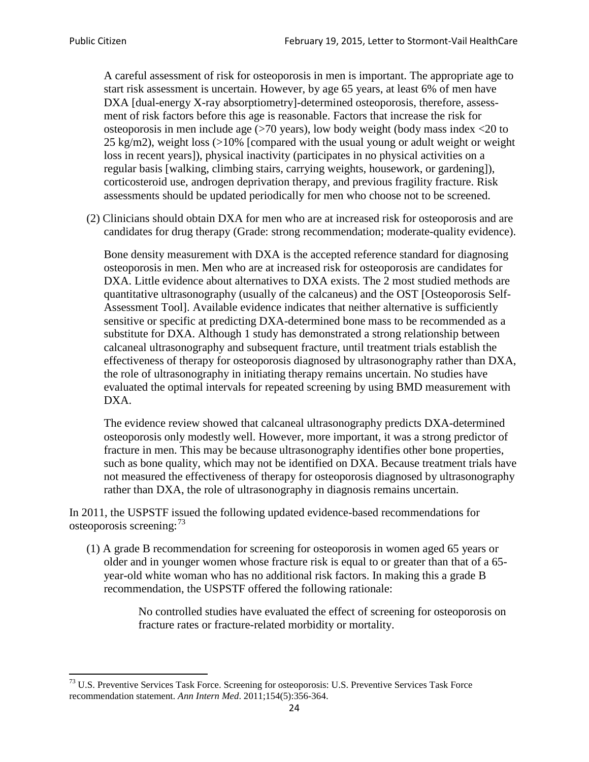A careful assessment of risk for osteoporosis in men is important. The appropriate age to start risk assessment is uncertain. However, by age 65 years, at least 6% of men have DXA [dual-energy X-ray absorptiometry]-determined osteoporosis, therefore, assessment of risk factors before this age is reasonable. Factors that increase the risk for osteoporosis in men include age (>70 years), low body weight (body mass index <20 to 25 kg/m2), weight loss (>10% [compared with the usual young or adult weight or weight loss in recent years]), physical inactivity (participates in no physical activities on a regular basis [walking, climbing stairs, carrying weights, housework, or gardening]), corticosteroid use, androgen deprivation therapy, and previous fragility fracture. Risk assessments should be updated periodically for men who choose not to be screened.

(2) Clinicians should obtain DXA for men who are at increased risk for osteoporosis and are candidates for drug therapy (Grade: strong recommendation; moderate-quality evidence).

Bone density measurement with DXA is the accepted reference standard for diagnosing osteoporosis in men. Men who are at increased risk for osteoporosis are candidates for DXA. Little evidence about alternatives to DXA exists. The 2 most studied methods are quantitative ultrasonography (usually of the calcaneus) and the OST [Osteoporosis Self-Assessment Tool]. Available evidence indicates that neither alternative is sufficiently sensitive or specific at predicting DXA-determined bone mass to be recommended as a substitute for DXA. Although 1 study has demonstrated a strong relationship between calcaneal ultrasonography and subsequent fracture, until treatment trials establish the effectiveness of therapy for osteoporosis diagnosed by ultrasonography rather than DXA, the role of ultrasonography in initiating therapy remains uncertain. No studies have evaluated the optimal intervals for repeated screening by using BMD measurement with DXA.

The evidence review showed that calcaneal ultrasonography predicts DXA-determined osteoporosis only modestly well. However, more important, it was a strong predictor of fracture in men. This may be because ultrasonography identifies other bone properties, such as bone quality, which may not be identified on DXA. Because treatment trials have not measured the effectiveness of therapy for osteoporosis diagnosed by ultrasonography rather than DXA, the role of ultrasonography in diagnosis remains uncertain.

In 2011, the USPSTF issued the following updated evidence-based recommendations for osteoporosis screening:[73]

(1) A grade B recommendation for screening for osteoporosis in women aged 65 years or older and in younger women whose fracture risk is equal to or greater than that of a 65-year-old white woman who has no additional risk factors. In making this a grade B recommendation, the USPSTF offered the following rationale:

> No controlled studies have evaluated the effect of screening for osteoporosis on fracture rates or fracture-related morbidity or mortality.

[73] U.S. Preventive Services Task Force. Screening for osteoporosis: U.S. Preventive Services Task Force recommendation statement. *Ann Intern Med*. 2011;154(5):356-364.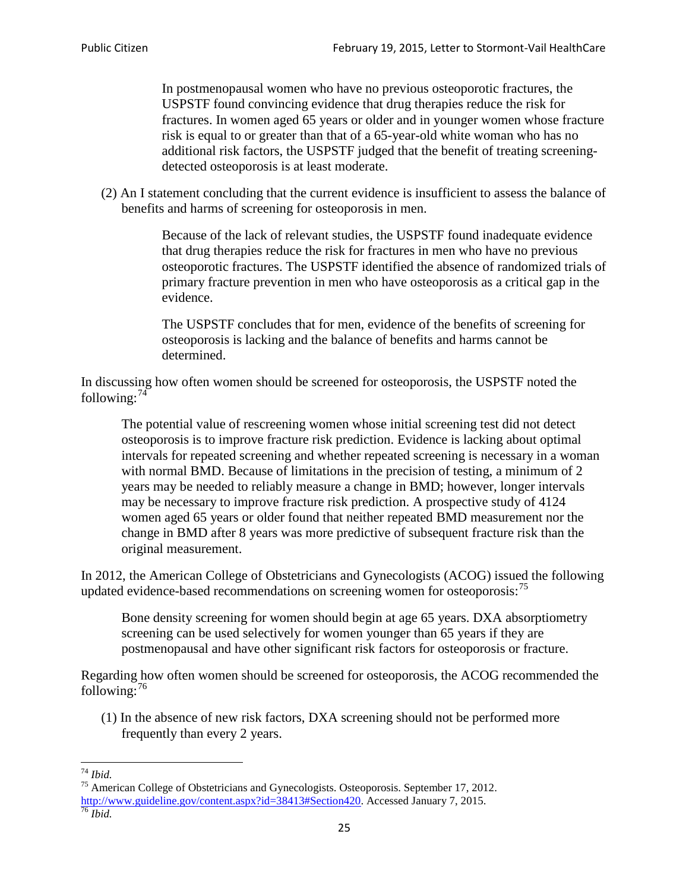> In postmenopausal women who have no previous osteoporotic fractures, the USPSTF found convincing evidence that drug therapies reduce the risk for fractures. In women aged 65 years or older and in younger women whose fracture risk is equal to or greater than that of a 65-year-old white woman who has no additional risk factors, the USPSTF judged that the benefit of treating screening-detected osteoporosis is at least moderate.

(2) An I statement concluding that the current evidence is insufficient to assess the balance of benefits and harms of screening for osteoporosis in men.

> Because of the lack of relevant studies, the USPSTF found inadequate evidence that drug therapies reduce the risk for fractures in men who have no previous osteoporotic fractures. The USPSTF identified the absence of randomized trials of primary fracture prevention in men who have osteoporosis as a critical gap in the evidence.
>
> The USPSTF concludes that for men, evidence of the benefits of screening for osteoporosis is lacking and the balance of benefits and harms cannot be determined.

In discussing how often women should be screened for osteoporosis, the USPSTF noted the following:[74]

> The potential value of rescreening women whose initial screening test did not detect osteoporosis is to improve fracture risk prediction. Evidence is lacking about optimal intervals for repeated screening and whether repeated screening is necessary in a woman with normal BMD. Because of limitations in the precision of testing, a minimum of 2 years may be needed to reliably measure a change in BMD; however, longer intervals may be necessary to improve fracture risk prediction. A prospective study of 4124 women aged 65 years or older found that neither repeated BMD measurement nor the change in BMD after 8 years was more predictive of subsequent fracture risk than the original measurement.

In 2012, the American College of Obstetricians and Gynecologists (ACOG) issued the following updated evidence-based recommendations on screening women for osteoporosis:[75]

> Bone density screening for women should begin at age 65 years. DXA absorptiometry screening can be used selectively for women younger than 65 years if they are postmenopausal and have other significant risk factors for osteoporosis or fracture.

Regarding how often women should be screened for osteoporosis, the ACOG recommended the following:[76]

(1) In the absence of new risk factors, DXA screening should not be performed more frequently than every 2 years.

---

[74] *Ibid.*

[75] American College of Obstetricians and Gynecologists. Osteoporosis. September 17, 2012. http://www.guideline.gov/content.aspx?id=38413#Section420. Accessed January 7, 2015.

[76] *Ibid.*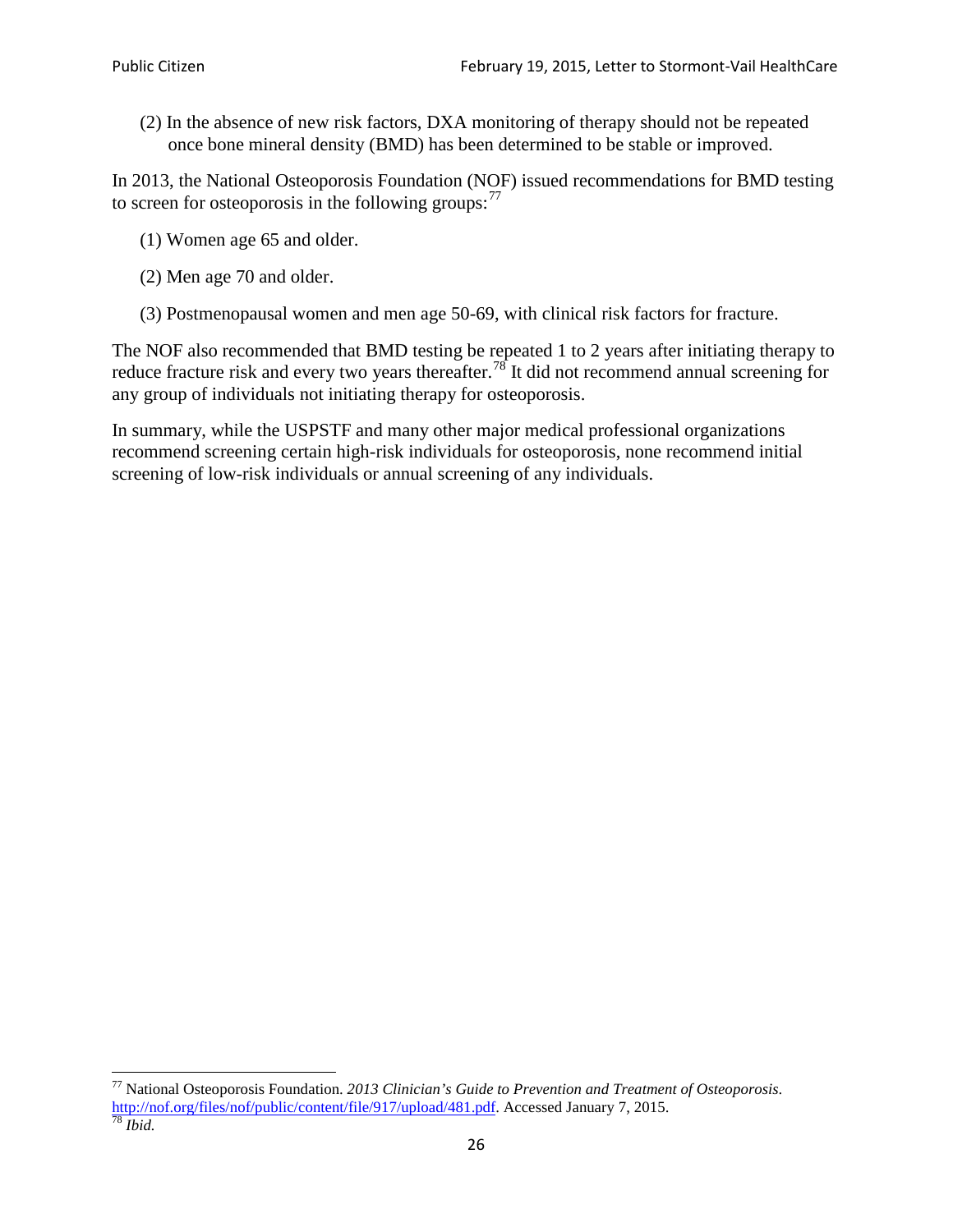(2) In the absence of new risk factors, DXA monitoring of therapy should not be repeated once bone mineral density (BMD) has been determined to be stable or improved.

In 2013, the National Osteoporosis Foundation (NOF) issued recommendations for BMD testing to screen for osteoporosis in the following groups:[77]

(1) Women age 65 and older.

(2) Men age 70 and older.

(3) Postmenopausal women and men age 50-69, with clinical risk factors for fracture.

The NOF also recommended that BMD testing be repeated 1 to 2 years after initiating therapy to reduce fracture risk and every two years thereafter.[78] It did not recommend annual screening for any group of individuals not initiating therapy for osteoporosis.

In summary, while the USPSTF and many other major medical professional organizations recommend screening certain high-risk individuals for osteoporosis, none recommend initial screening of low-risk individuals or annual screening of any individuals.

---

[77] National Osteoporosis Foundation. *2013 Clinician's Guide to Prevention and Treatment of Osteoporosis*. http://nof.org/files/nof/public/content/file/917/upload/481.pdf. Accessed January 7, 2015.

[78] *Ibid.*